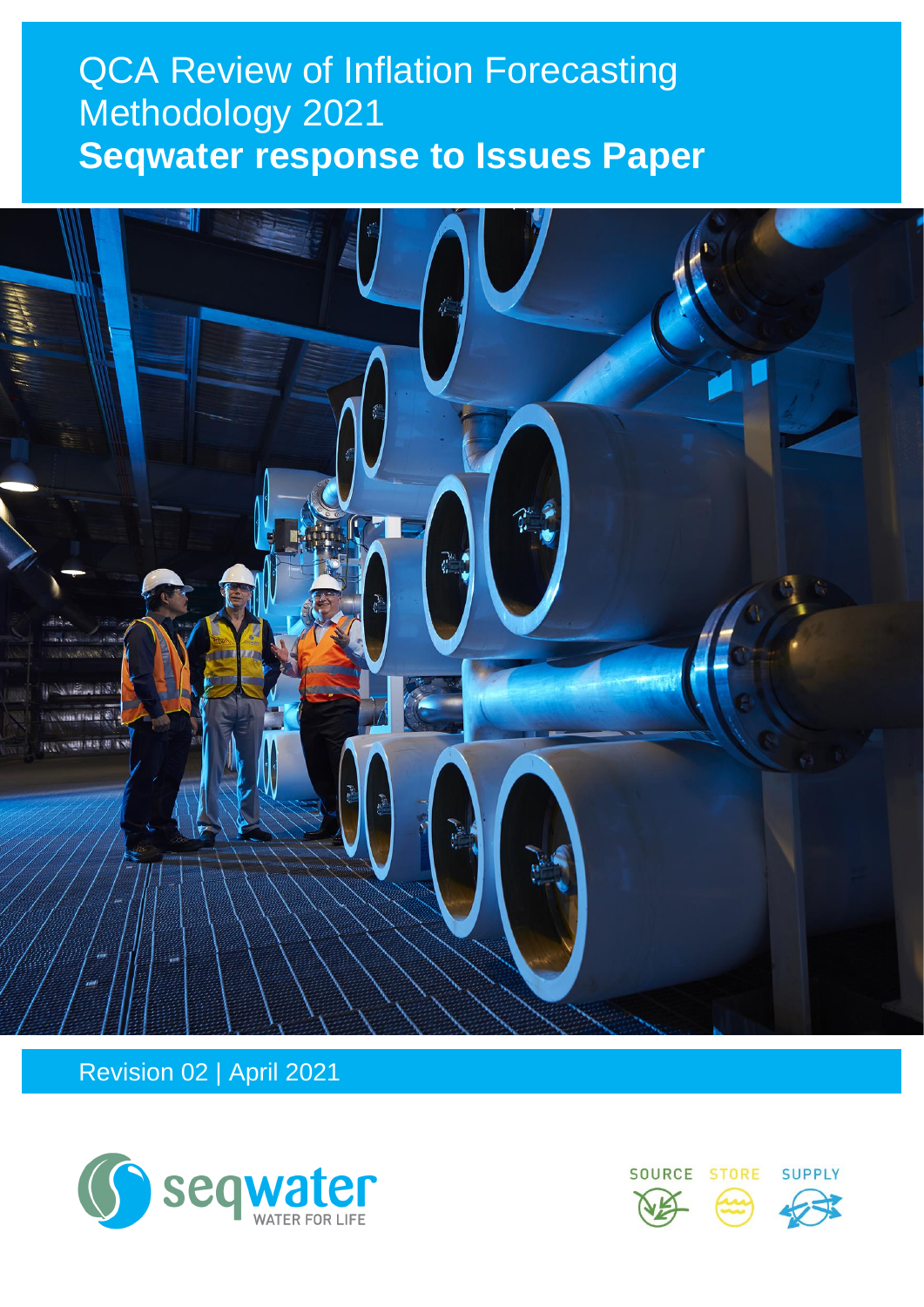# QCA Review of Inflation Forecasting Methodology 2021

## Seqwater response to Issues Paper

Revision 02 | April 2021

seqwater
WATER FOR LIFE

SOURCE STORE SUPPLY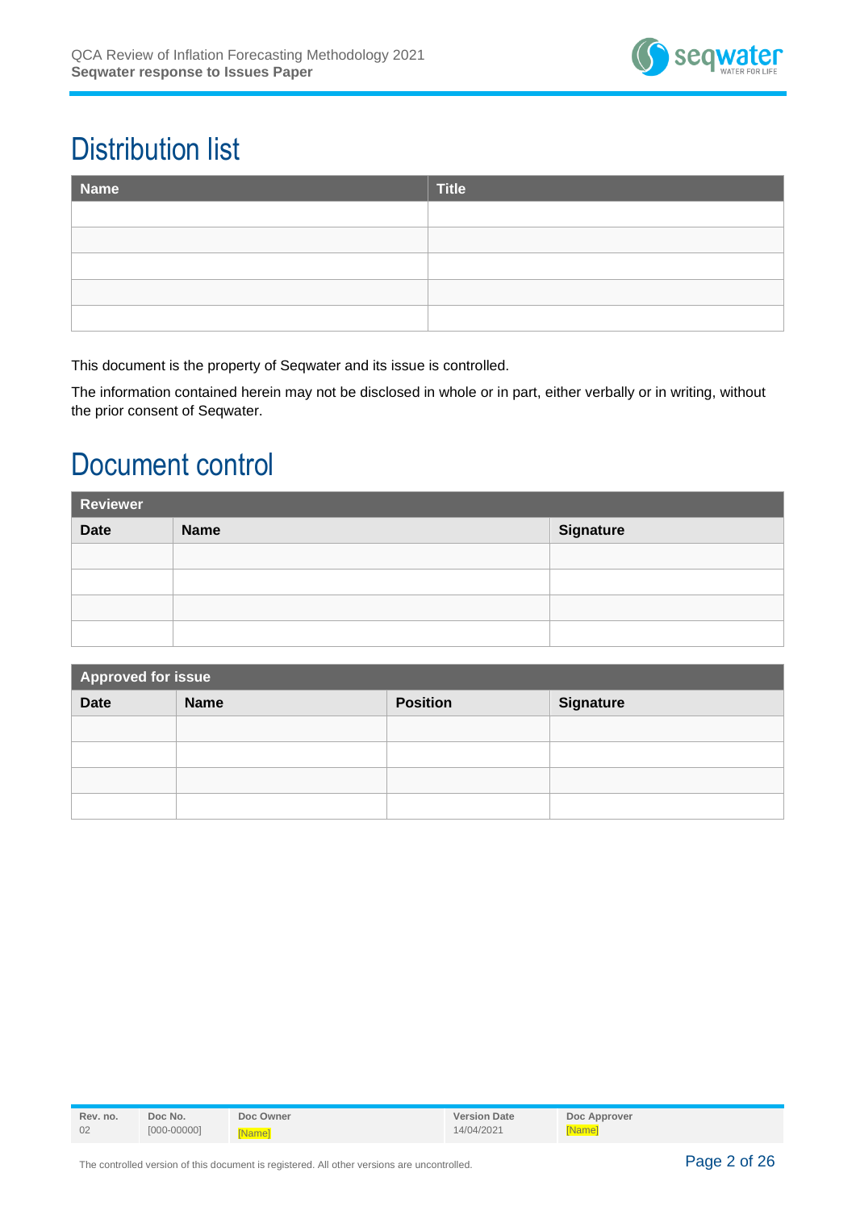# Distribution list

| Name | Title |
|---|---|
| | |
| | |
| | |
| | |
| | |

This document is the property of Seqwater and its issue is controlled.

The information contained herein may not be disclosed in whole or in part, either verbally or in writing, without the prior consent of Seqwater.

# Document control

| Reviewer | | |
|---|---|---|
| **Date** | **Name** | **Signature** |
| | | |
| | | |
| | | |
| | | |

| Approved for issue | | | |
|---|---|---|---|
| **Date** | **Name** | **Position** | **Signature** |
| | | | |
| | | | |
| | | | |
| | | | |

| Rev. no. | Doc No. | Doc Owner | Version Date | Doc Approver |
|---|---|---|---|---|
| 02 | [000-00000] | [Name] | 14/04/2021 | [Name] |

The controlled version of this document is registered. All other versions are uncontrolled.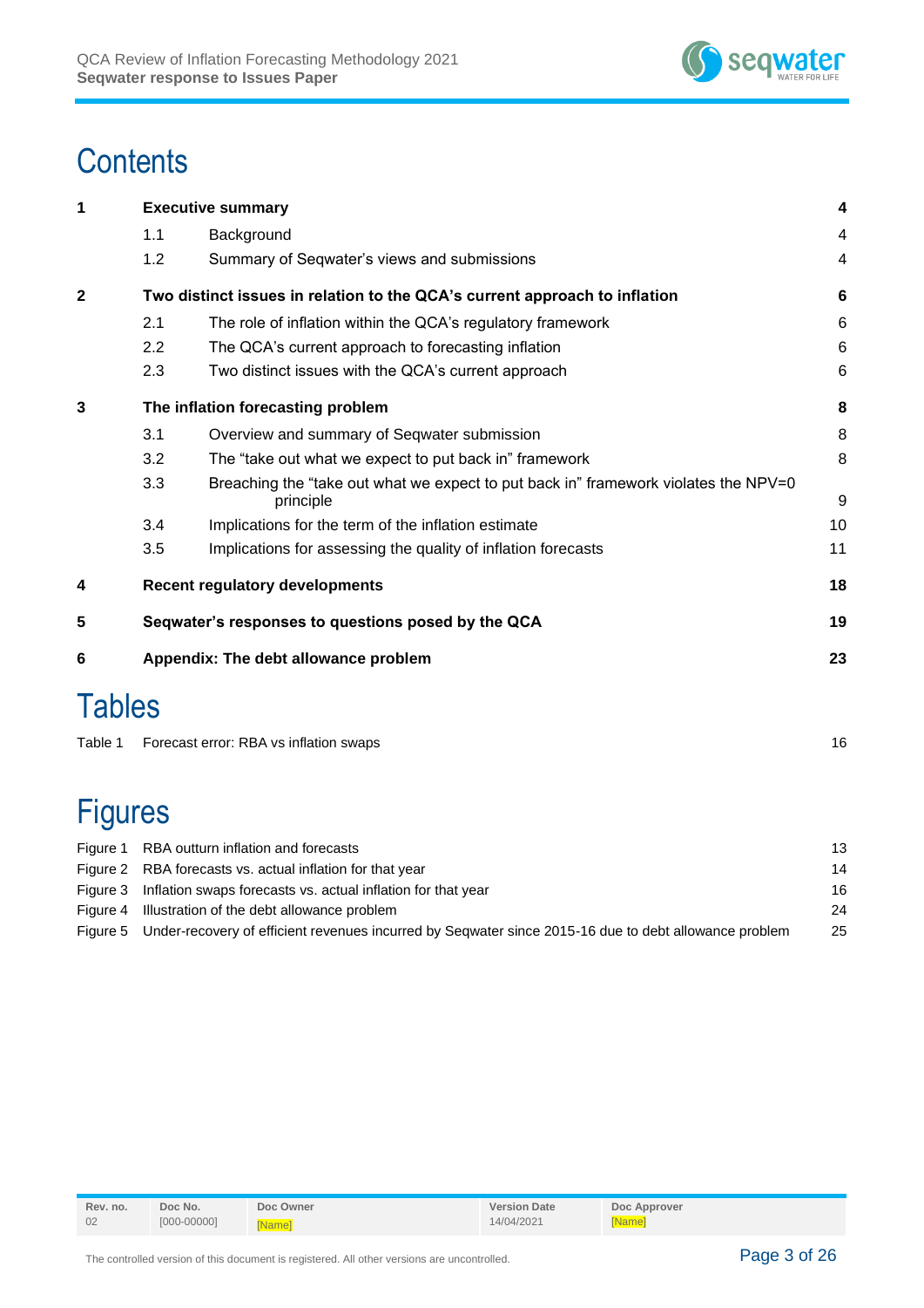# Contents

| | | | |
|---|---|---|---|
| **1** | **Executive summary** | | **4** |
| | 1.1 | Background | 4 |
| | 1.2 | Summary of Seqwater's views and submissions | 4 |
| **2** | **Two distinct issues in relation to the QCA's current approach to inflation** | | **6** |
| | 2.1 | The role of inflation within the QCA's regulatory framework | 6 |
| | 2.2 | The QCA's current approach to forecasting inflation | 6 |
| | 2.3 | Two distinct issues with the QCA's current approach | 6 |
| **3** | **The inflation forecasting problem** | | **8** |
| | 3.1 | Overview and summary of Seqwater submission | 8 |
| | 3.2 | The "take out what we expect to put back in" framework | 8 |
| | 3.3 | Breaching the "take out what we expect to put back in" framework violates the NPV=0 principle | 9 |
| | 3.4 | Implications for the term of the inflation estimate | 10 |
| | 3.5 | Implications for assessing the quality of inflation forecasts | 11 |
| **4** | **Recent regulatory developments** | | **18** |
| **5** | **Seqwater's responses to questions posed by the QCA** | | **19** |
| **6** | **Appendix: The debt allowance problem** | | **23** |

# Tables

| | | |
|---|---|---|
| Table 1 | Forecast error: RBA vs inflation swaps | 16 |

# Figures

| | | |
|---|---|---|
| Figure 1 | RBA outturn inflation and forecasts | 13 |
| Figure 2 | RBA forecasts vs. actual inflation for that year | 14 |
| Figure 3 | Inflation swaps forecasts vs. actual inflation for that year | 16 |
| Figure 4 | Illustration of the debt allowance problem | 24 |
| Figure 5 | Under-recovery of efficient revenues incurred by Seqwater since 2015-16 due to debt allowance problem | 25 |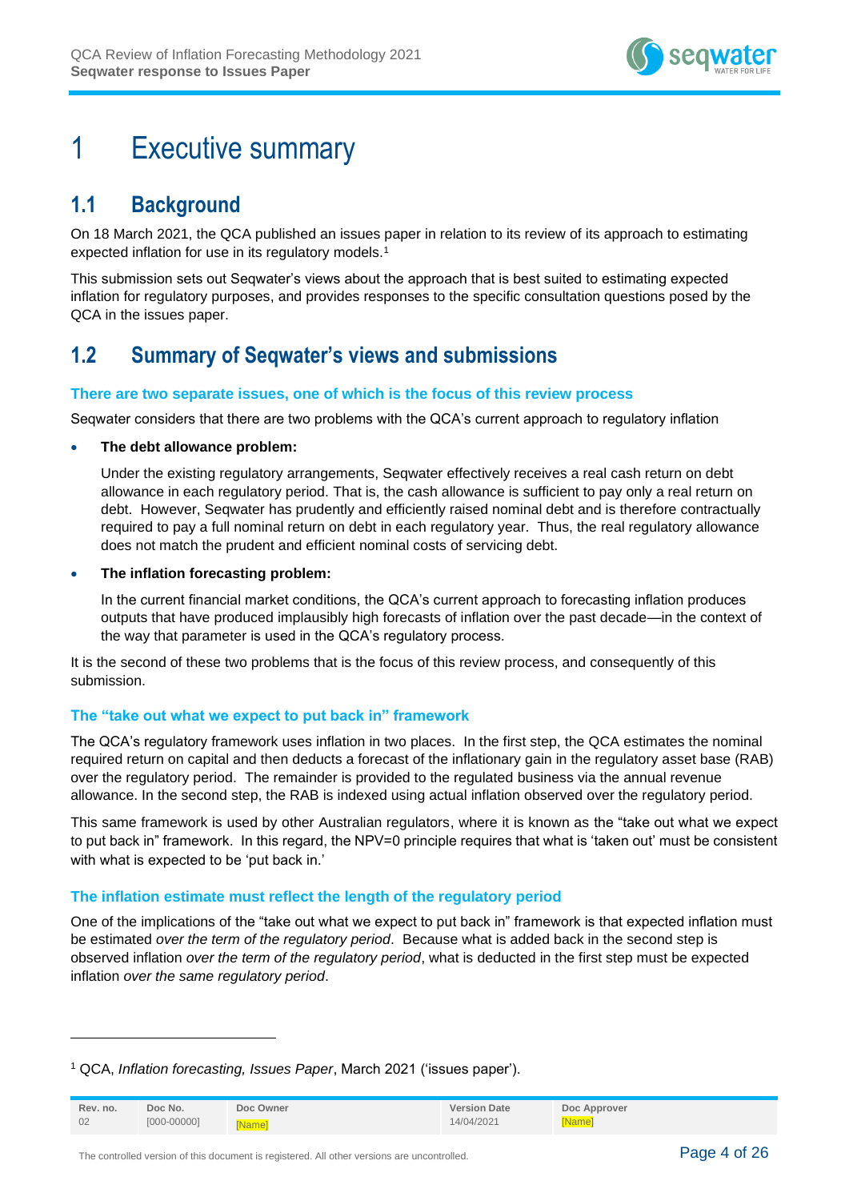# 1 Executive summary

## 1.1 Background

On 18 March 2021, the QCA published an issues paper in relation to its review of its approach to estimating expected inflation for use in its regulatory models.[1]

This submission sets out Seqwater's views about the approach that is best suited to estimating expected inflation for regulatory purposes, and provides responses to the specific consultation questions posed by the QCA in the issues paper.

## 1.2 Summary of Seqwater's views and submissions

### There are two separate issues, one of which is the focus of this review process

Seqwater considers that there are two problems with the QCA's current approach to regulatory inflation

- **The debt allowance problem:**

  Under the existing regulatory arrangements, Seqwater effectively receives a real cash return on debt allowance in each regulatory period. That is, the cash allowance is sufficient to pay only a real return on debt. However, Seqwater has prudently and efficiently raised nominal debt and is therefore contractually required to pay a full nominal return on debt in each regulatory year. Thus, the real regulatory allowance does not match the prudent and efficient nominal costs of servicing debt.

- **The inflation forecasting problem:**

  In the current financial market conditions, the QCA's current approach to forecasting inflation produces outputs that have produced implausibly high forecasts of inflation over the past decade—in the context of the way that parameter is used in the QCA's regulatory process.

It is the second of these two problems that is the focus of this review process, and consequently of this submission.

### The "take out what we expect to put back in" framework

The QCA's regulatory framework uses inflation in two places. In the first step, the QCA estimates the nominal required return on capital and then deducts a forecast of the inflationary gain in the regulatory asset base (RAB) over the regulatory period. The remainder is provided to the regulated business via the annual revenue allowance. In the second step, the RAB is indexed using actual inflation observed over the regulatory period.

This same framework is used by other Australian regulators, where it is known as the "take out what we expect to put back in" framework. In this regard, the NPV=0 principle requires that what is 'taken out' must be consistent with what is expected to be 'put back in.'

### The inflation estimate must reflect the length of the regulatory period

One of the implications of the "take out what we expect to put back in" framework is that expected inflation must be estimated *over the term of the regulatory period*. Because what is added back in the second step is observed inflation *over the term of the regulatory period*, what is deducted in the first step must be expected inflation *over the same regulatory period*.

---

[1] QCA, *Inflation forecasting, Issues Paper*, March 2021 ('issues paper').

| Rev. no. | Doc No. | Doc Owner | Version Date | Doc Approver |
|---|---|---|---|---|
| 02 | [000-00000] | [Name] | 14/04/2021 | [Name] |

The controlled version of this document is registered. All other versions are uncontrolled.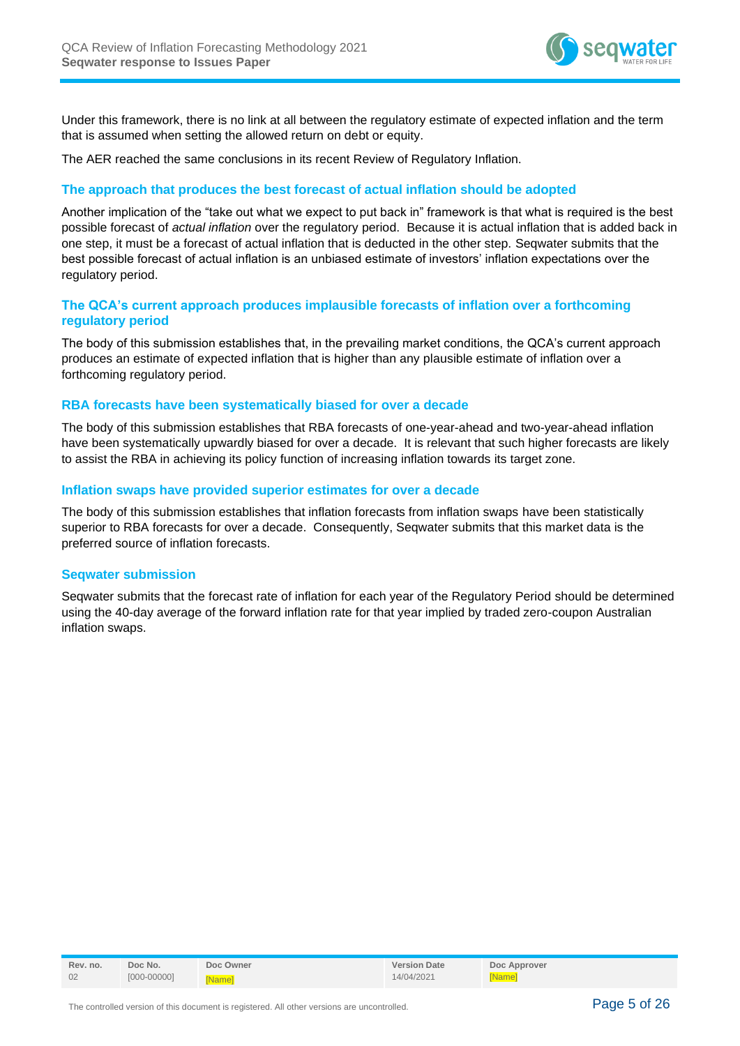Under this framework, there is no link at all between the regulatory estimate of expected inflation and the term that is assumed when setting the allowed return on debt or equity.

The AER reached the same conclusions in its recent Review of Regulatory Inflation.

### The approach that produces the best forecast of actual inflation should be adopted

Another implication of the "take out what we expect to put back in" framework is that what is required is the best possible forecast of *actual inflation* over the regulatory period. Because it is actual inflation that is added back in one step, it must be a forecast of actual inflation that is deducted in the other step. Seqwater submits that the best possible forecast of actual inflation is an unbiased estimate of investors' inflation expectations over the regulatory period.

### The QCA's current approach produces implausible forecasts of inflation over a forthcoming regulatory period

The body of this submission establishes that, in the prevailing market conditions, the QCA's current approach produces an estimate of expected inflation that is higher than any plausible estimate of inflation over a forthcoming regulatory period.

### RBA forecasts have been systematically biased for over a decade

The body of this submission establishes that RBA forecasts of one-year-ahead and two-year-ahead inflation have been systematically upwardly biased for over a decade. It is relevant that such higher forecasts are likely to assist the RBA in achieving its policy function of increasing inflation towards its target zone.

### Inflation swaps have provided superior estimates for over a decade

The body of this submission establishes that inflation forecasts from inflation swaps have been statistically superior to RBA forecasts for over a decade. Consequently, Seqwater submits that this market data is the preferred source of inflation forecasts.

### Seqwater submission

Seqwater submits that the forecast rate of inflation for each year of the Regulatory Period should be determined using the 40-day average of the forward inflation rate for that year implied by traded zero-coupon Australian inflation swaps.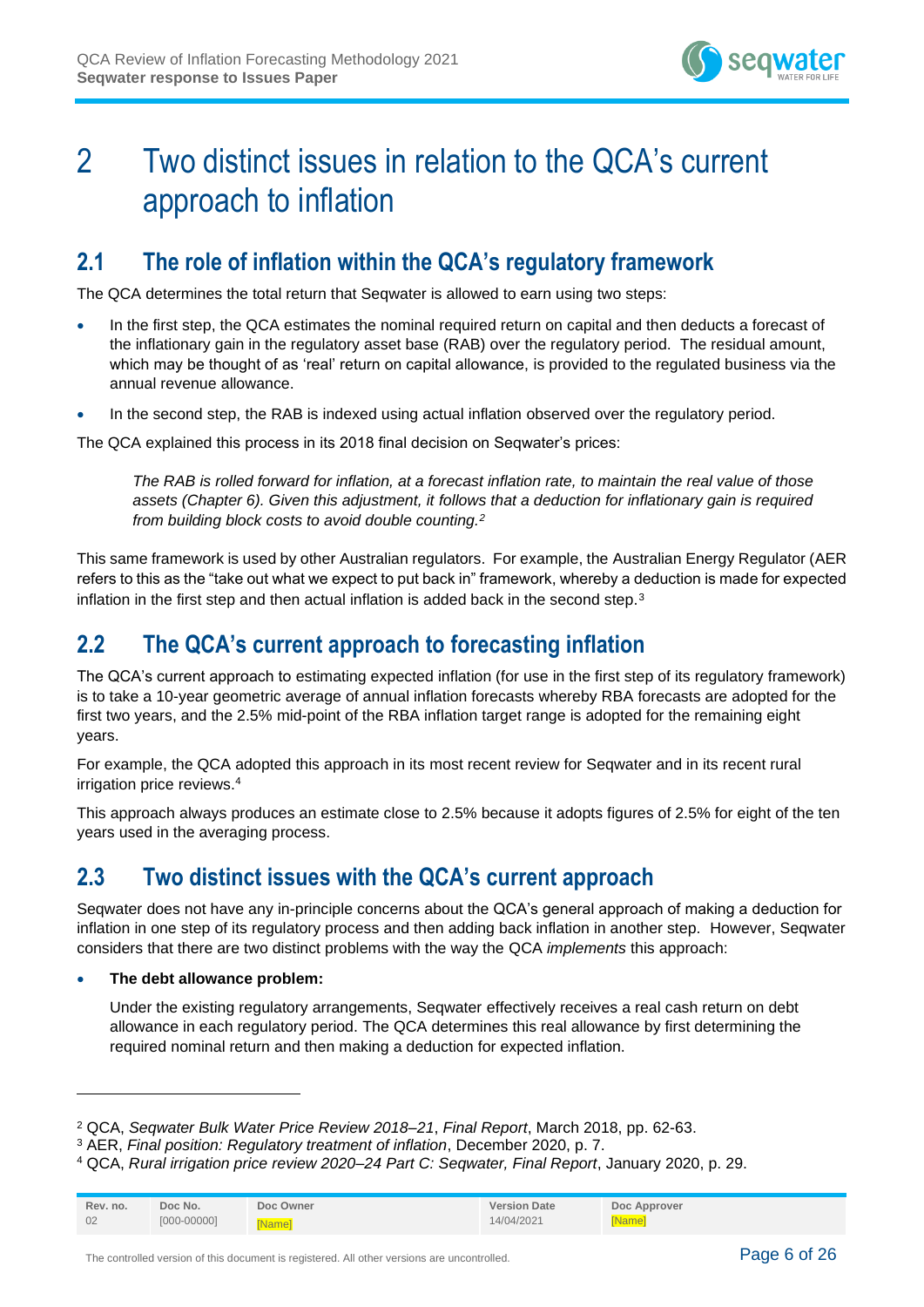# 2 Two distinct issues in relation to the QCA's current approach to inflation

## 2.1 The role of inflation within the QCA's regulatory framework

The QCA determines the total return that Seqwater is allowed to earn using two steps:

- In the first step, the QCA estimates the nominal required return on capital and then deducts a forecast of the inflationary gain in the regulatory asset base (RAB) over the regulatory period. The residual amount, which may be thought of as 'real' return on capital allowance, is provided to the regulated business via the annual revenue allowance.
- In the second step, the RAB is indexed using actual inflation observed over the regulatory period.

The QCA explained this process in its 2018 final decision on Seqwater's prices:

> *The RAB is rolled forward for inflation, at a forecast inflation rate, to maintain the real value of those assets (Chapter 6). Given this adjustment, it follows that a deduction for inflationary gain is required from building block costs to avoid double counting.*[2]

This same framework is used by other Australian regulators. For example, the Australian Energy Regulator (AER refers to this as the "take out what we expect to put back in" framework, whereby a deduction is made for expected inflation in the first step and then actual inflation is added back in the second step.[3]

## 2.2 The QCA's current approach to forecasting inflation

The QCA's current approach to estimating expected inflation (for use in the first step of its regulatory framework) is to take a 10-year geometric average of annual inflation forecasts whereby RBA forecasts are adopted for the first two years, and the 2.5% mid-point of the RBA inflation target range is adopted for the remaining eight years.

For example, the QCA adopted this approach in its most recent review for Seqwater and in its recent rural irrigation price reviews.[4]

This approach always produces an estimate close to 2.5% because it adopts figures of 2.5% for eight of the ten years used in the averaging process.

## 2.3 Two distinct issues with the QCA's current approach

Seqwater does not have any in-principle concerns about the QCA's general approach of making a deduction for inflation in one step of its regulatory process and then adding back inflation in another step. However, Seqwater considers that there are two distinct problems with the way the QCA *implements* this approach:

- **The debt allowance problem:**

  Under the existing regulatory arrangements, Seqwater effectively receives a real cash return on debt allowance in each regulatory period. The QCA determines this real allowance by first determining the required nominal return and then making a deduction for expected inflation.

---

[2] QCA, *Seqwater Bulk Water Price Review 2018–21*, *Final Report*, March 2018, pp. 62-63.

[3] AER, *Final position: Regulatory treatment of inflation*, December 2020, p. 7.

[4] QCA, *Rural irrigation price review 2020–24 Part C: Seqwater, Final Report*, January 2020, p. 29.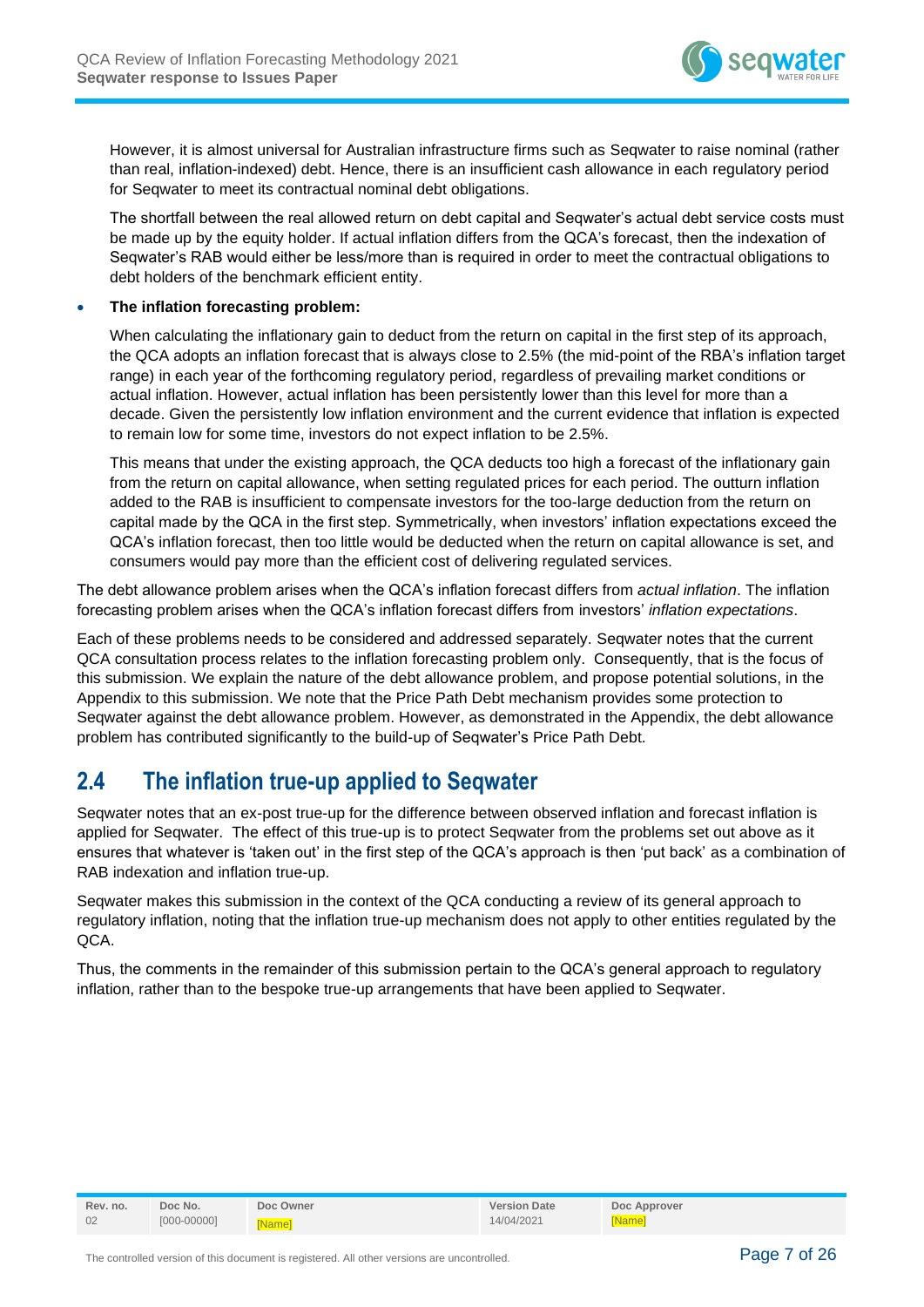However, it is almost universal for Australian infrastructure firms such as Seqwater to raise nominal (rather than real, inflation-indexed) debt. Hence, there is an insufficient cash allowance in each regulatory period for Seqwater to meet its contractual nominal debt obligations.

The shortfall between the real allowed return on debt capital and Seqwater's actual debt service costs must be made up by the equity holder. If actual inflation differs from the QCA's forecast, then the indexation of Seqwater's RAB would either be less/more than is required in order to meet the contractual obligations to debt holders of the benchmark efficient entity.

- **The inflation forecasting problem:**

  When calculating the inflationary gain to deduct from the return on capital in the first step of its approach, the QCA adopts an inflation forecast that is always close to 2.5% (the mid-point of the RBA's inflation target range) in each year of the forthcoming regulatory period, regardless of prevailing market conditions or actual inflation. However, actual inflation has been persistently lower than this level for more than a decade. Given the persistently low inflation environment and the current evidence that inflation is expected to remain low for some time, investors do not expect inflation to be 2.5%.

  This means that under the existing approach, the QCA deducts too high a forecast of the inflationary gain from the return on capital allowance, when setting regulated prices for each period. The outturn inflation added to the RAB is insufficient to compensate investors for the too-large deduction from the return on capital made by the QCA in the first step. Symmetrically, when investors' inflation expectations exceed the QCA's inflation forecast, then too little would be deducted when the return on capital allowance is set, and consumers would pay more than the efficient cost of delivering regulated services.

The debt allowance problem arises when the QCA's inflation forecast differs from *actual inflation*. The inflation forecasting problem arises when the QCA's inflation forecast differs from investors' *inflation expectations*.

Each of these problems needs to be considered and addressed separately. Seqwater notes that the current QCA consultation process relates to the inflation forecasting problem only. Consequently, that is the focus of this submission. We explain the nature of the debt allowance problem, and propose potential solutions, in the Appendix to this submission. We note that the Price Path Debt mechanism provides some protection to Seqwater against the debt allowance problem. However, as demonstrated in the Appendix, the debt allowance problem has contributed significantly to the build-up of Seqwater's Price Path Debt.

## 2.4 The inflation true-up applied to Seqwater

Seqwater notes that an ex-post true-up for the difference between observed inflation and forecast inflation is applied for Seqwater. The effect of this true-up is to protect Seqwater from the problems set out above as it ensures that whatever is 'taken out' in the first step of the QCA's approach is then 'put back' as a combination of RAB indexation and inflation true-up.

Seqwater makes this submission in the context of the QCA conducting a review of its general approach to regulatory inflation, noting that the inflation true-up mechanism does not apply to other entities regulated by the QCA.

Thus, the comments in the remainder of this submission pertain to the QCA's general approach to regulatory inflation, rather than to the bespoke true-up arrangements that have been applied to Seqwater.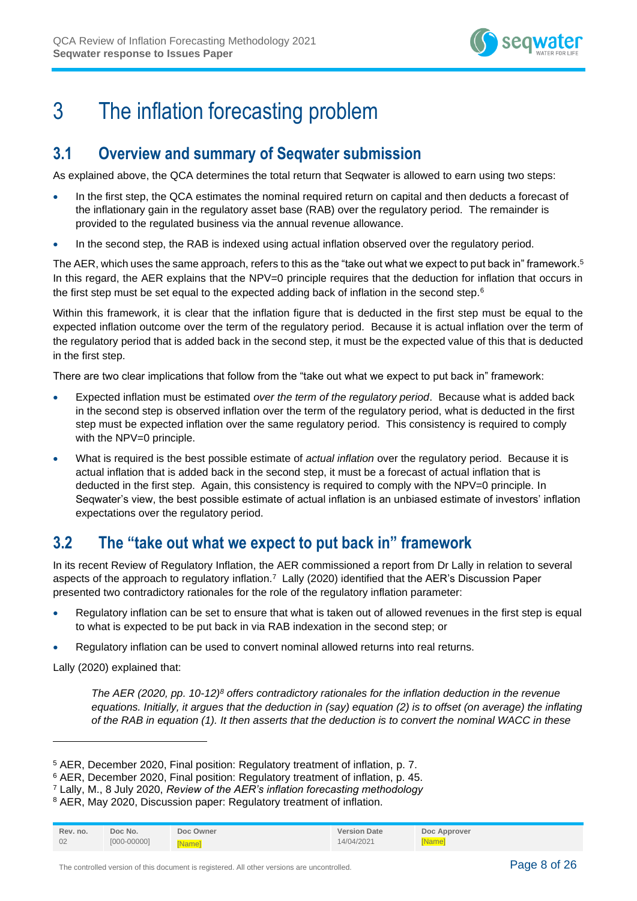// Header / footer omitted
# 3 The inflation forecasting problem

## 3.1 Overview and summary of Seqwater submission

As explained above, the QCA determines the total return that Seqwater is allowed to earn using two steps:

- In the first step, the QCA estimates the nominal required return on capital and then deducts a forecast of the inflationary gain in the regulatory asset base (RAB) over the regulatory period. The remainder is provided to the regulated business via the annual revenue allowance.
- In the second step, the RAB is indexed using actual inflation observed over the regulatory period.

The AER, which uses the same approach, refers to this as the "take out what we expect to put back in" framework.[5] In this regard, the AER explains that the NPV=0 principle requires that the deduction for inflation that occurs in the first step must be set equal to the expected adding back of inflation in the second step.[6]

Within this framework, it is clear that the inflation figure that is deducted in the first step must be equal to the expected inflation outcome over the term of the regulatory period. Because it is actual inflation over the term of the regulatory period that is added back in the second step, it must be the expected value of this that is deducted in the first step.

There are two clear implications that follow from the "take out what we expect to put back in" framework:

- Expected inflation must be estimated *over the term of the regulatory period*. Because what is added back in the second step is observed inflation over the term of the regulatory period, what is deducted in the first step must be expected inflation over the same regulatory period. This consistency is required to comply with the NPV=0 principle.
- What is required is the best possible estimate of *actual inflation* over the regulatory period. Because it is actual inflation that is added back in the second step, it must be a forecast of actual inflation that is deducted in the first step. Again, this consistency is required to comply with the NPV=0 principle. In Seqwater's view, the best possible estimate of actual inflation is an unbiased estimate of investors' inflation expectations over the regulatory period.

## 3.2 The "take out what we expect to put back in" framework

In its recent Review of Regulatory Inflation, the AER commissioned a report from Dr Lally in relation to several aspects of the approach to regulatory inflation.[7] Lally (2020) identified that the AER's Discussion Paper presented two contradictory rationales for the role of the regulatory inflation parameter:

- Regulatory inflation can be set to ensure that what is taken out of allowed revenues in the first step is equal to what is expected to be put back in via RAB indexation in the second step; or
- Regulatory inflation can be used to convert nominal allowed returns into real returns.

Lally (2020) explained that:

> *The AER (2020, pp. 10-12)[8] offers contradictory rationales for the inflation deduction in the revenue equations. Initially, it argues that the deduction in (say) equation (2) is to offset (on average) the inflating of the RAB in equation (1). It then asserts that the deduction is to convert the nominal WACC in these*

---

[5] AER, December 2020, Final position: Regulatory treatment of inflation, p. 7.

[6] AER, December 2020, Final position: Regulatory treatment of inflation, p. 45.

[7] Lally, M., 8 July 2020, *Review of the AER's inflation forecasting methodology*

[8] AER, May 2020, Discussion paper: Regulatory treatment of inflation.

| Rev. no. | Doc No. | Doc Owner | Version Date | Doc Approver |
|---|---|---|---|---|
| 02 | [000-00000] | [Name] | 14/04/2021 | [Name] |

The controlled version of this document is registered. All other versions are uncontrolled.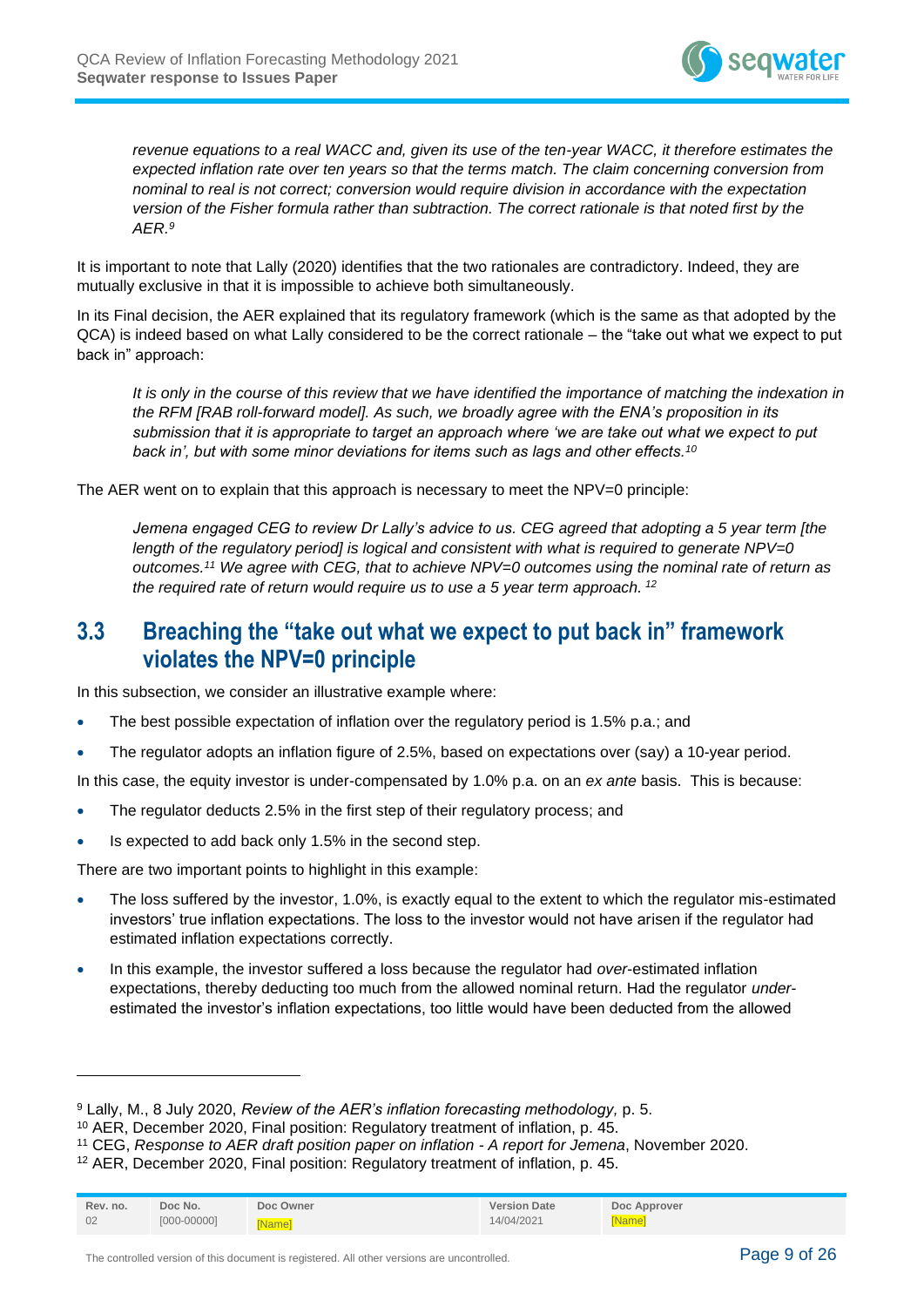> *revenue equations to a real WACC and, given its use of the ten-year WACC, it therefore estimates the expected inflation rate over ten years so that the terms match. The claim concerning conversion from nominal to real is not correct; conversion would require division in accordance with the expectation version of the Fisher formula rather than subtraction. The correct rationale is that noted first by the AER.*[9]

It is important to note that Lally (2020) identifies that the two rationales are contradictory. Indeed, they are mutually exclusive in that it is impossible to achieve both simultaneously.

In its Final decision, the AER explained that its regulatory framework (which is the same as that adopted by the QCA) is indeed based on what Lally considered to be the correct rationale – the "take out what we expect to put back in" approach:

> *It is only in the course of this review that we have identified the importance of matching the indexation in the RFM [RAB roll-forward model]. As such, we broadly agree with the ENA's proposition in its submission that it is appropriate to target an approach where 'we are take out what we expect to put back in', but with some minor deviations for items such as lags and other effects.*[10]

The AER went on to explain that this approach is necessary to meet the NPV=0 principle:

> *Jemena engaged CEG to review Dr Lally's advice to us. CEG agreed that adopting a 5 year term [the length of the regulatory period] is logical and consistent with what is required to generate NPV=0 outcomes.*[11] *We agree with CEG, that to achieve NPV=0 outcomes using the nominal rate of return as the required rate of return would require us to use a 5 year term approach.*[12]

## 3.3 Breaching the "take out what we expect to put back in" framework violates the NPV=0 principle

In this subsection, we consider an illustrative example where:

- The best possible expectation of inflation over the regulatory period is 1.5% p.a.; and
- The regulator adopts an inflation figure of 2.5%, based on expectations over (say) a 10-year period.

In this case, the equity investor is under-compensated by 1.0% p.a. on an *ex ante* basis. This is because:

- The regulator deducts 2.5% in the first step of their regulatory process; and
- Is expected to add back only 1.5% in the second step.

There are two important points to highlight in this example:

- The loss suffered by the investor, 1.0%, is exactly equal to the extent to which the regulator mis-estimated investors' true inflation expectations. The loss to the investor would not have arisen if the regulator had estimated inflation expectations correctly.
- In this example, the investor suffered a loss because the regulator had *over*-estimated inflation expectations, thereby deducting too much from the allowed nominal return. Had the regulator *under*-estimated the investor's inflation expectations, too little would have been deducted from the allowed

---

[9] Lally, M., 8 July 2020, *Review of the AER's inflation forecasting methodology,* p. 5.

[10] AER, December 2020, Final position: Regulatory treatment of inflation, p. 45.

[11] CEG, *Response to AER draft position paper on inflation - A report for Jemena*, November 2020.

[12] AER, December 2020, Final position: Regulatory treatment of inflation, p. 45.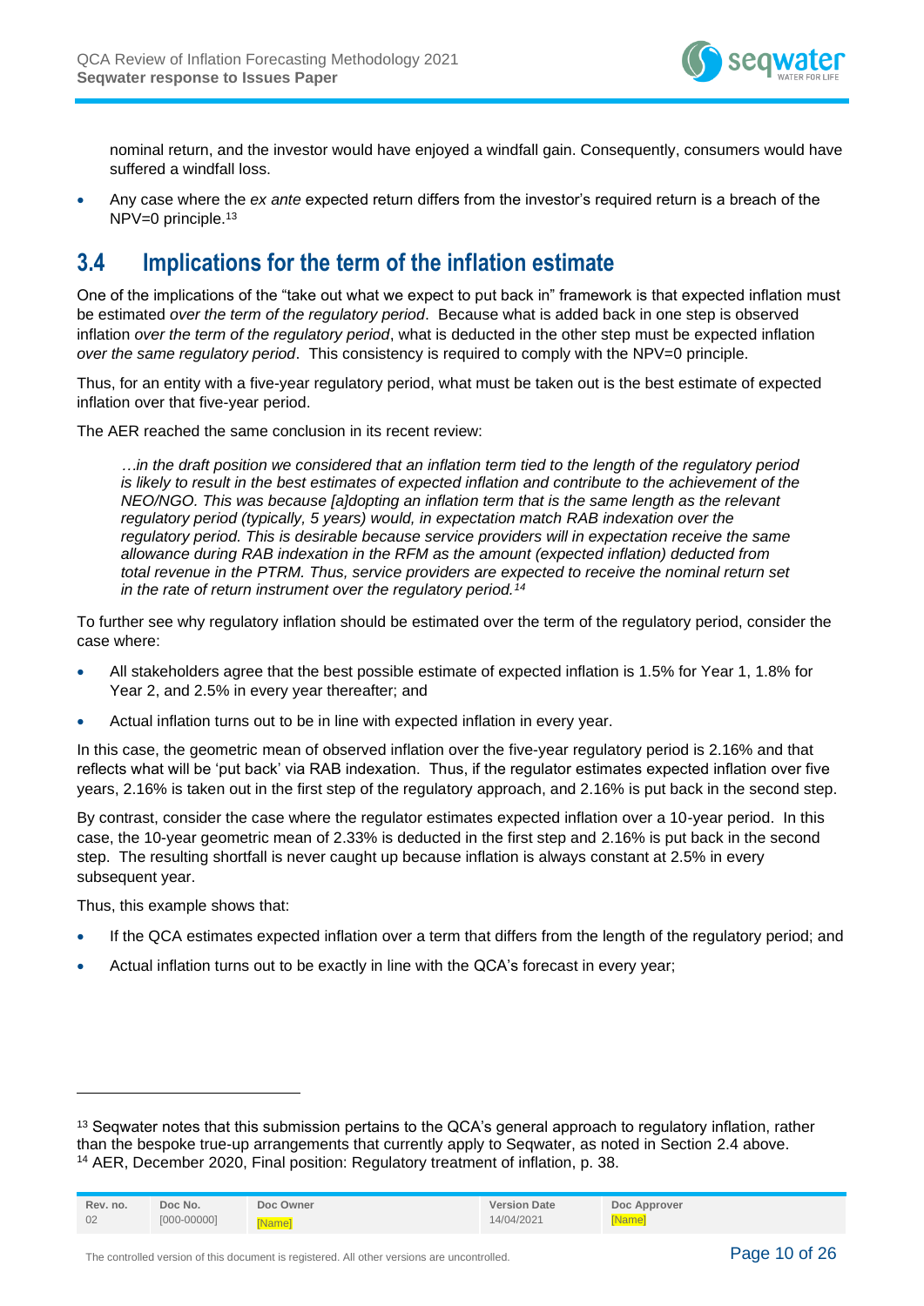nominal return, and the investor would have enjoyed a windfall gain. Consequently, consumers would have suffered a windfall loss.

- Any case where the *ex ante* expected return differs from the investor's required return is a breach of the NPV=0 principle.[13]

## 3.4 Implications for the term of the inflation estimate

One of the implications of the "take out what we expect to put back in" framework is that expected inflation must be estimated *over the term of the regulatory period*. Because what is added back in one step is observed inflation *over the term of the regulatory period*, what is deducted in the other step must be expected inflation *over the same regulatory period*. This consistency is required to comply with the NPV=0 principle.

Thus, for an entity with a five-year regulatory period, what must be taken out is the best estimate of expected inflation over that five-year period.

The AER reached the same conclusion in its recent review:

> *…in the draft position we considered that an inflation term tied to the length of the regulatory period is likely to result in the best estimates of expected inflation and contribute to the achievement of the NEO/NGO. This was because [a]dopting an inflation term that is the same length as the relevant regulatory period (typically, 5 years) would, in expectation match RAB indexation over the regulatory period. This is desirable because service providers will in expectation receive the same allowance during RAB indexation in the RFM as the amount (expected inflation) deducted from total revenue in the PTRM. Thus, service providers are expected to receive the nominal return set in the rate of return instrument over the regulatory period.*[14]

To further see why regulatory inflation should be estimated over the term of the regulatory period, consider the case where:

- All stakeholders agree that the best possible estimate of expected inflation is 1.5% for Year 1, 1.8% for Year 2, and 2.5% in every year thereafter; and
- Actual inflation turns out to be in line with expected inflation in every year.

In this case, the geometric mean of observed inflation over the five-year regulatory period is 2.16% and that reflects what will be 'put back' via RAB indexation. Thus, if the regulator estimates expected inflation over five years, 2.16% is taken out in the first step of the regulatory approach, and 2.16% is put back in the second step.

By contrast, consider the case where the regulator estimates expected inflation over a 10-year period. In this case, the 10-year geometric mean of 2.33% is deducted in the first step and 2.16% is put back in the second step. The resulting shortfall is never caught up because inflation is always constant at 2.5% in every subsequent year.

Thus, this example shows that:

- If the QCA estimates expected inflation over a term that differs from the length of the regulatory period; and
- Actual inflation turns out to be exactly in line with the QCA's forecast in every year;

---

[13] Seqwater notes that this submission pertains to the QCA's general approach to regulatory inflation, rather than the bespoke true-up arrangements that currently apply to Seqwater, as noted in Section 2.4 above.

[14] AER, December 2020, Final position: Regulatory treatment of inflation, p. 38.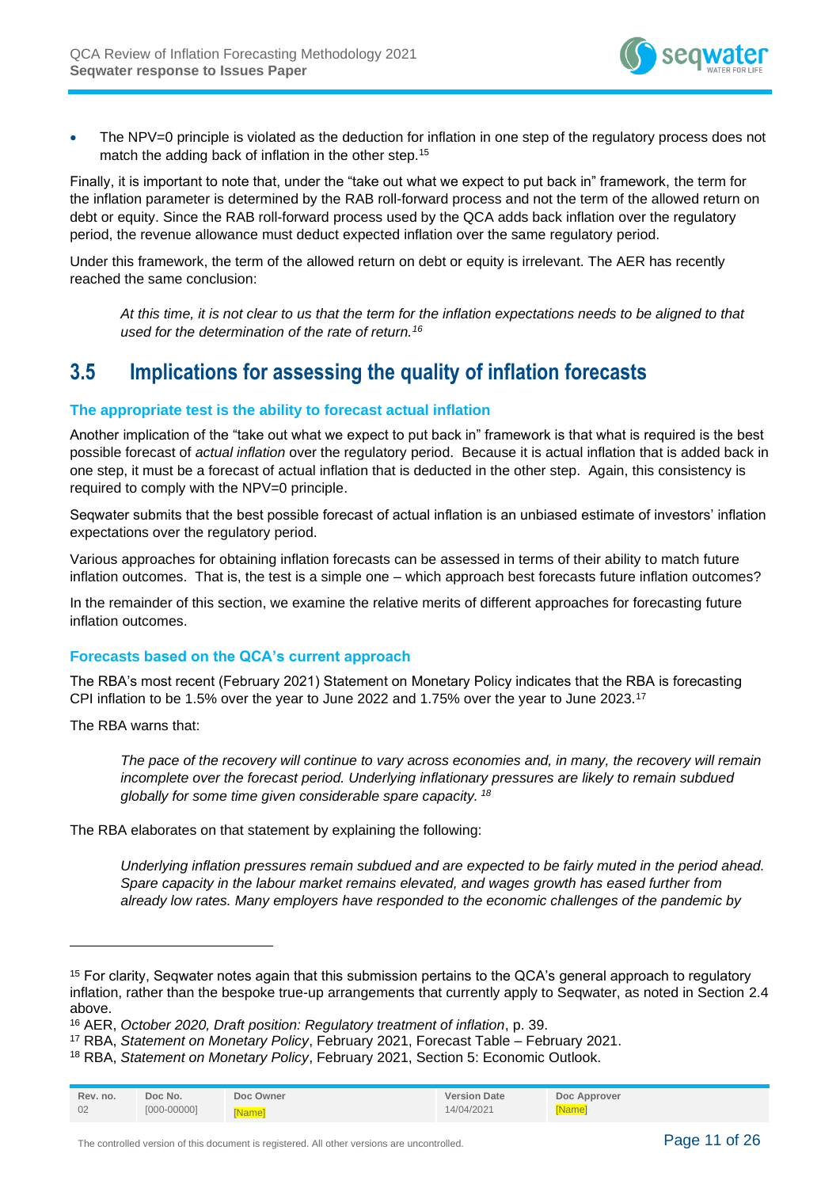- The NPV=0 principle is violated as the deduction for inflation in one step of the regulatory process does not match the adding back of inflation in the other step.[15]

Finally, it is important to note that, under the "take out what we expect to put back in" framework, the term for the inflation parameter is determined by the RAB roll-forward process and not the term of the allowed return on debt or equity. Since the RAB roll-forward process used by the QCA adds back inflation over the regulatory period, the revenue allowance must deduct expected inflation over the same regulatory period.

Under this framework, the term of the allowed return on debt or equity is irrelevant. The AER has recently reached the same conclusion:

> *At this time, it is not clear to us that the term for the inflation expectations needs to be aligned to that used for the determination of the rate of return.*[16]

## 3.5 Implications for assessing the quality of inflation forecasts

### The appropriate test is the ability to forecast actual inflation

Another implication of the "take out what we expect to put back in" framework is that what is required is the best possible forecast of *actual inflation* over the regulatory period. Because it is actual inflation that is added back in one step, it must be a forecast of actual inflation that is deducted in the other step. Again, this consistency is required to comply with the NPV=0 principle.

Seqwater submits that the best possible forecast of actual inflation is an unbiased estimate of investors' inflation expectations over the regulatory period.

Various approaches for obtaining inflation forecasts can be assessed in terms of their ability to match future inflation outcomes. That is, the test is a simple one – which approach best forecasts future inflation outcomes?

In the remainder of this section, we examine the relative merits of different approaches for forecasting future inflation outcomes.

### Forecasts based on the QCA's current approach

The RBA's most recent (February 2021) Statement on Monetary Policy indicates that the RBA is forecasting CPI inflation to be 1.5% over the year to June 2022 and 1.75% over the year to June 2023.[17]

The RBA warns that:

> *The pace of the recovery will continue to vary across economies and, in many, the recovery will remain incomplete over the forecast period. Underlying inflationary pressures are likely to remain subdued globally for some time given considerable spare capacity.* [18]

The RBA elaborates on that statement by explaining the following:

> *Underlying inflation pressures remain subdued and are expected to be fairly muted in the period ahead. Spare capacity in the labour market remains elevated, and wages growth has eased further from already low rates. Many employers have responded to the economic challenges of the pandemic by*

---

[15] For clarity, Seqwater notes again that this submission pertains to the QCA's general approach to regulatory inflation, rather than the bespoke true-up arrangements that currently apply to Seqwater, as noted in Section 2.4 above.

[16] AER, *October 2020, Draft position: Regulatory treatment of inflation*, p. 39.

[17] RBA, *Statement on Monetary Policy*, February 2021, Forecast Table – February 2021.

[18] RBA, *Statement on Monetary Policy*, February 2021, Section 5: Economic Outlook.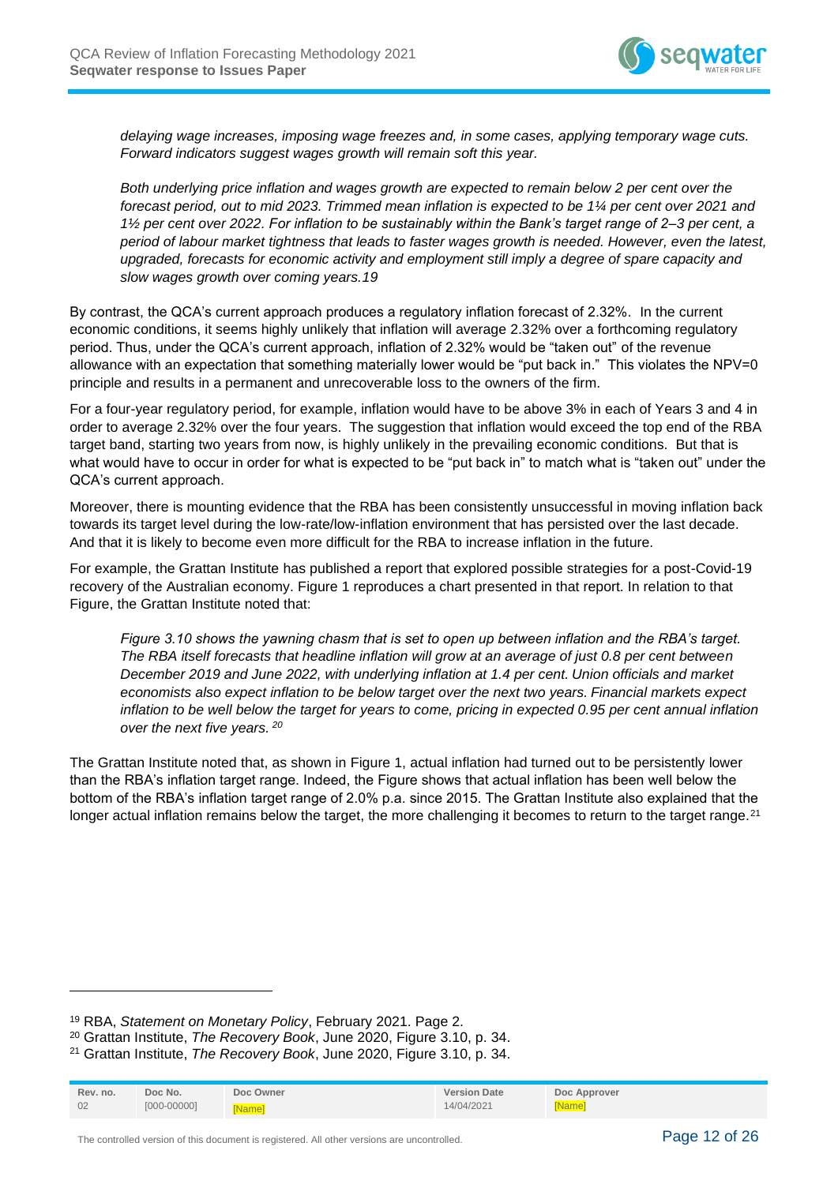> *delaying wage increases, imposing wage freezes and, in some cases, applying temporary wage cuts. Forward indicators suggest wages growth will remain soft this year.*
>
> *Both underlying price inflation and wages growth are expected to remain below 2 per cent over the forecast period, out to mid 2023. Trimmed mean inflation is expected to be 1¼ per cent over 2021 and 1½ per cent over 2022. For inflation to be sustainably within the Bank's target range of 2–3 per cent, a period of labour market tightness that leads to faster wages growth is needed. However, even the latest, upgraded, forecasts for economic activity and employment still imply a degree of spare capacity and slow wages growth over coming years.19*

By contrast, the QCA's current approach produces a regulatory inflation forecast of 2.32%. In the current economic conditions, it seems highly unlikely that inflation will average 2.32% over a forthcoming regulatory period. Thus, under the QCA's current approach, inflation of 2.32% would be "taken out" of the revenue allowance with an expectation that something materially lower would be "put back in." This violates the NPV=0 principle and results in a permanent and unrecoverable loss to the owners of the firm.

For a four-year regulatory period, for example, inflation would have to be above 3% in each of Years 3 and 4 in order to average 2.32% over the four years. The suggestion that inflation would exceed the top end of the RBA target band, starting two years from now, is highly unlikely in the prevailing economic conditions. But that is what would have to occur in order for what is expected to be "put back in" to match what is "taken out" under the QCA's current approach.

Moreover, there is mounting evidence that the RBA has been consistently unsuccessful in moving inflation back towards its target level during the low-rate/low-inflation environment that has persisted over the last decade. And that it is likely to become even more difficult for the RBA to increase inflation in the future.

For example, the Grattan Institute has published a report that explored possible strategies for a post-Covid-19 recovery of the Australian economy. Figure 1 reproduces a chart presented in that report. In relation to that Figure, the Grattan Institute noted that:

> *Figure 3.10 shows the yawning chasm that is set to open up between inflation and the RBA's target. The RBA itself forecasts that headline inflation will grow at an average of just 0.8 per cent between December 2019 and June 2022, with underlying inflation at 1.4 per cent. Union officials and market economists also expect inflation to be below target over the next two years. Financial markets expect inflation to be well below the target for years to come, pricing in expected 0.95 per cent annual inflation over the next five years.* [20]

The Grattan Institute noted that, as shown in Figure 1, actual inflation had turned out to be persistently lower than the RBA's inflation target range. Indeed, the Figure shows that actual inflation has been well below the bottom of the RBA's inflation target range of 2.0% p.a. since 2015. The Grattan Institute also explained that the longer actual inflation remains below the target, the more challenging it becomes to return to the target range.[21]

---

[19] RBA, *Statement on Monetary Policy*, February 2021. Page 2.

[20] Grattan Institute, *The Recovery Book*, June 2020, Figure 3.10, p. 34.

[21] Grattan Institute, *The Recovery Book*, June 2020, Figure 3.10, p. 34.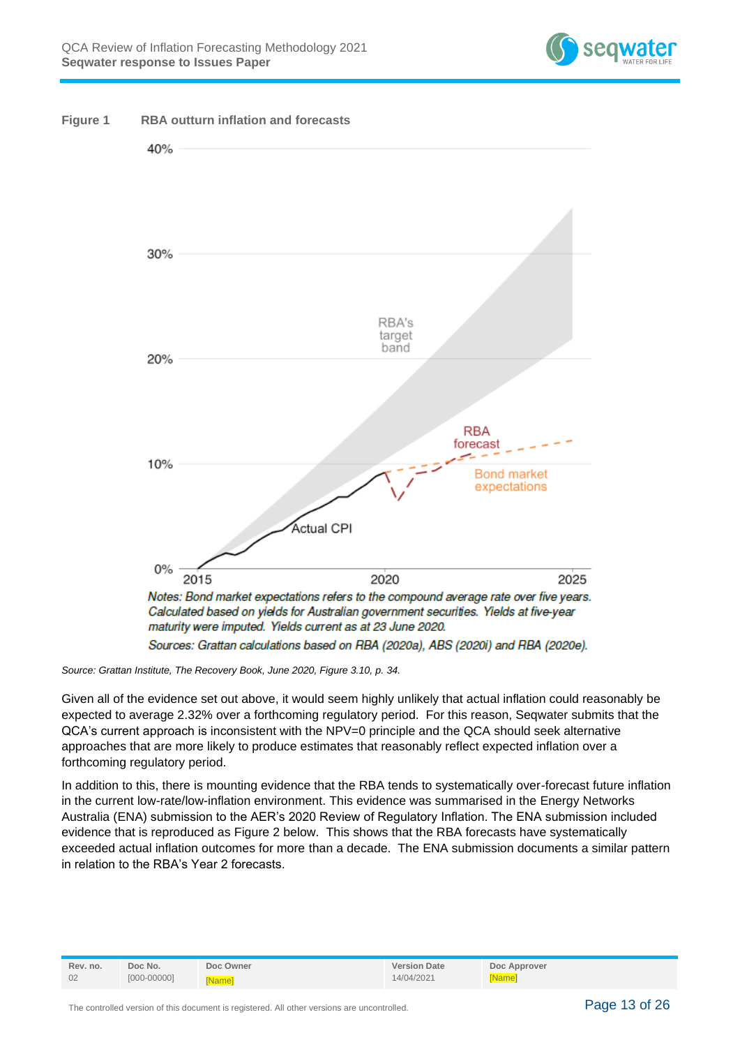**Figure 1 RBA outturn inflation and forecasts**

Notes: Bond market expectations refers to the compound average rate over five years. Calculated based on yields for Australian government securities. Yields at five-year maturity were imputed. Yields current as at 23 June 2020.

Sources: Grattan calculations based on RBA (2020a), ABS (2020i) and RBA (2020e).

*Source: Grattan Institute, The Recovery Book, June 2020, Figure 3.10, p. 34.*

Given all of the evidence set out above, it would seem highly unlikely that actual inflation could reasonably be expected to average 2.32% over a forthcoming regulatory period. For this reason, Seqwater submits that the QCA's current approach is inconsistent with the NPV=0 principle and the QCA should seek alternative approaches that are more likely to produce estimates that reasonably reflect expected inflation over a forthcoming regulatory period.

In addition to this, there is mounting evidence that the RBA tends to systematically over-forecast future inflation in the current low-rate/low-inflation environment. This evidence was summarised in the Energy Networks Australia (ENA) submission to the AER's 2020 Review of Regulatory Inflation. The ENA submission included evidence that is reproduced as Figure 2 below. This shows that the RBA forecasts have systematically exceeded actual inflation outcomes for more than a decade. The ENA submission documents a similar pattern in relation to the RBA's Year 2 forecasts.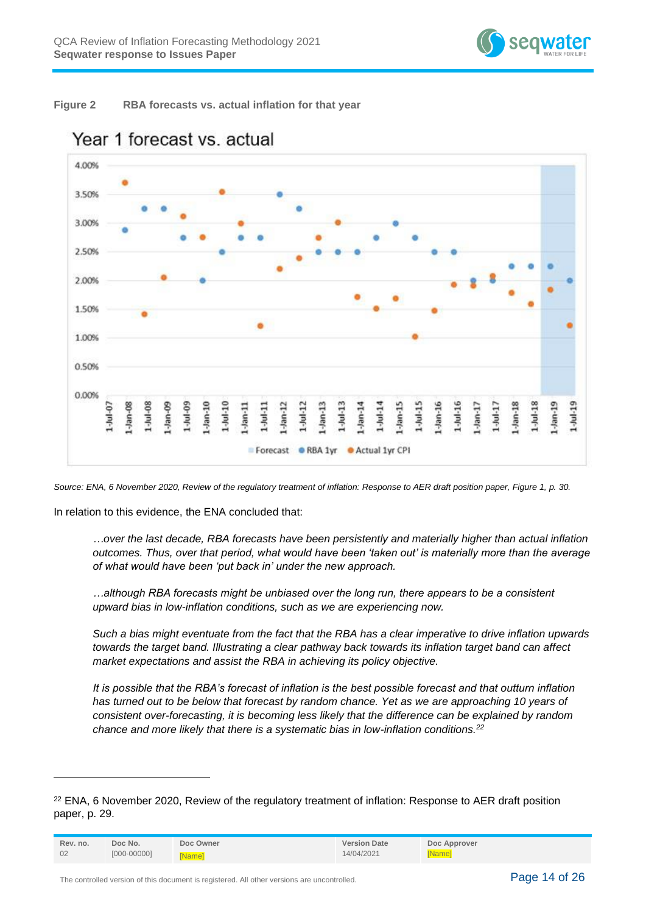**Figure 2 RBA forecasts vs. actual inflation for that year**

*Source: ENA, 6 November 2020, Review of the regulatory treatment of inflation: Response to AER draft position paper, Figure 1, p. 30.*

In relation to this evidence, the ENA concluded that:

> *…over the last decade, RBA forecasts have been persistently and materially higher than actual inflation outcomes. Thus, over that period, what would have been 'taken out' is materially more than the average of what would have been 'put back in' under the new approach.*
>
> *…although RBA forecasts might be unbiased over the long run, there appears to be a consistent upward bias in low-inflation conditions, such as we are experiencing now.*
>
> *Such a bias might eventuate from the fact that the RBA has a clear imperative to drive inflation upwards towards the target band. Illustrating a clear pathway back towards its inflation target band can affect market expectations and assist the RBA in achieving its policy objective.*
>
> *It is possible that the RBA's forecast of inflation is the best possible forecast and that outturn inflation has turned out to be below that forecast by random chance. Yet as we are approaching 10 years of consistent over-forecasting, it is becoming less likely that the difference can be explained by random chance and more likely that there is a systematic bias in low-inflation conditions.*[22]

---

[22] ENA, 6 November 2020, Review of the regulatory treatment of inflation: Response to AER draft position paper, p. 29.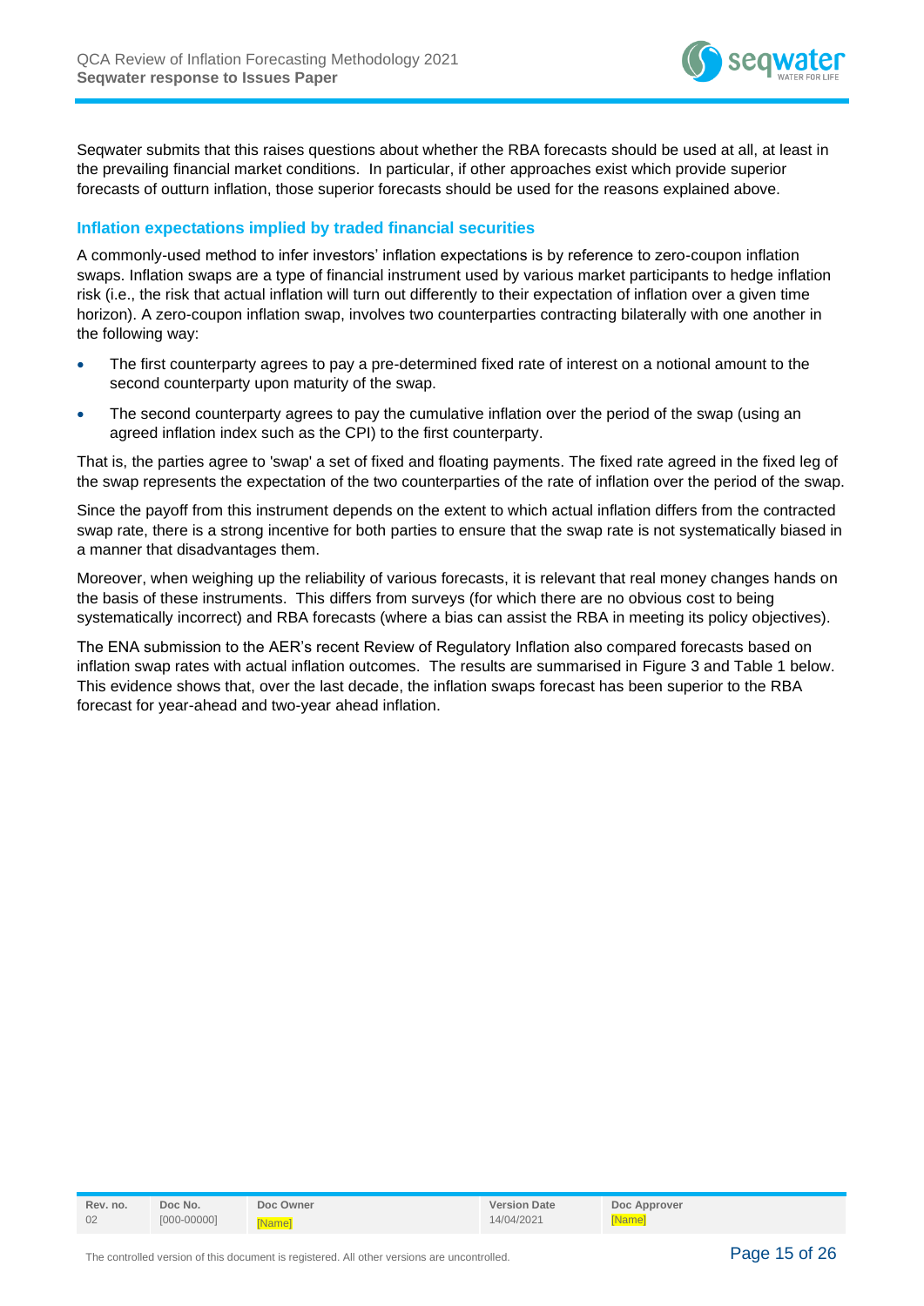Seqwater submits that this raises questions about whether the RBA forecasts should be used at all, at least in the prevailing financial market conditions. In particular, if other approaches exist which provide superior forecasts of outturn inflation, those superior forecasts should be used for the reasons explained above.

### Inflation expectations implied by traded financial securities

A commonly-used method to infer investors' inflation expectations is by reference to zero-coupon inflation swaps. Inflation swaps are a type of financial instrument used by various market participants to hedge inflation risk (i.e., the risk that actual inflation will turn out differently to their expectation of inflation over a given time horizon). A zero-coupon inflation swap, involves two counterparties contracting bilaterally with one another in the following way:

- The first counterparty agrees to pay a pre-determined fixed rate of interest on a notional amount to the second counterparty upon maturity of the swap.
- The second counterparty agrees to pay the cumulative inflation over the period of the swap (using an agreed inflation index such as the CPI) to the first counterparty.

That is, the parties agree to 'swap' a set of fixed and floating payments. The fixed rate agreed in the fixed leg of the swap represents the expectation of the two counterparties of the rate of inflation over the period of the swap.

Since the payoff from this instrument depends on the extent to which actual inflation differs from the contracted swap rate, there is a strong incentive for both parties to ensure that the swap rate is not systematically biased in a manner that disadvantages them.

Moreover, when weighing up the reliability of various forecasts, it is relevant that real money changes hands on the basis of these instruments. This differs from surveys (for which there are no obvious cost to being systematically incorrect) and RBA forecasts (where a bias can assist the RBA in meeting its policy objectives).

The ENA submission to the AER's recent Review of Regulatory Inflation also compared forecasts based on inflation swap rates with actual inflation outcomes. The results are summarised in Figure 3 and Table 1 below. This evidence shows that, over the last decade, the inflation swaps forecast has been superior to the RBA forecast for year-ahead and two-year ahead inflation.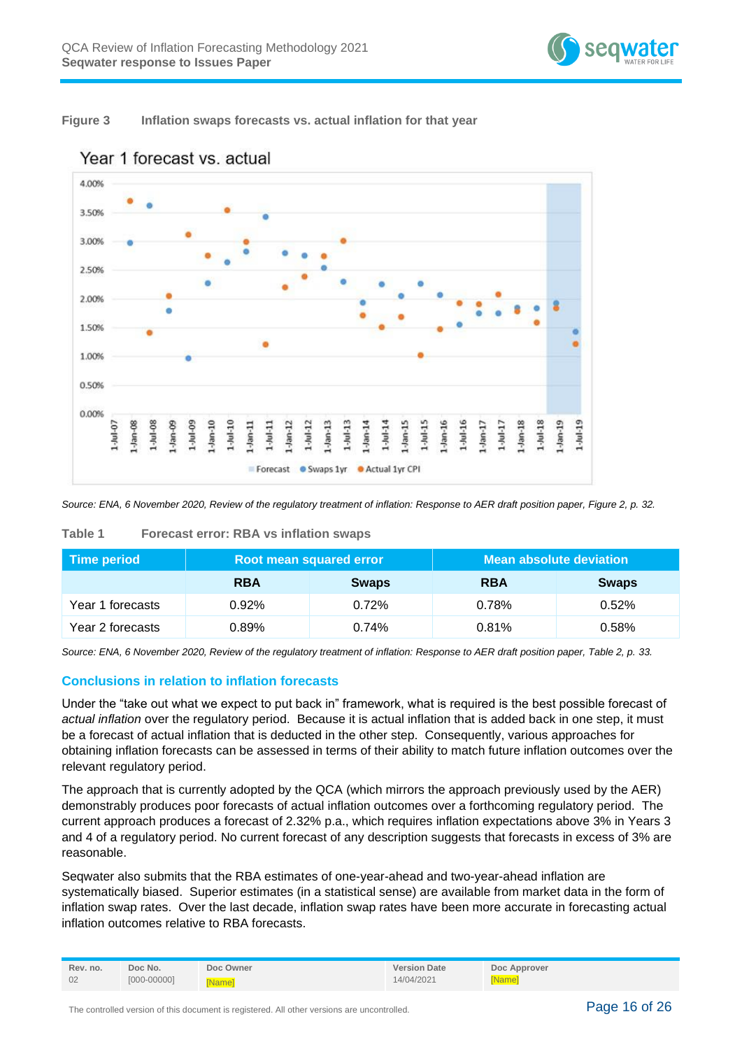**Figure 3 Inflation swaps forecasts vs. actual inflation for that year**

Year 1 forecast vs. actual

Source: ENA, 6 November 2020, Review of the regulatory treatment of inflation: Response to AER draft position paper, Figure 2, p. 32.

**Table 1 Forecast error: RBA vs inflation swaps**

| Time period | Root mean squared error | | Mean absolute deviation | |
|---|---|---|---|---|
| | **RBA** | **Swaps** | **RBA** | **Swaps** |
| Year 1 forecasts | 0.92% | 0.72% | 0.78% | 0.52% |
| Year 2 forecasts | 0.89% | 0.74% | 0.81% | 0.58% |

*Source: ENA, 6 November 2020, Review of the regulatory treatment of inflation: Response to AER draft position paper, Table 2, p. 33.*

### Conclusions in relation to inflation forecasts

Under the “take out what we expect to put back in” framework, what is required is the best possible forecast of *actual inflation* over the regulatory period. Because it is actual inflation that is added back in one step, it must be a forecast of actual inflation that is deducted in the other step. Consequently, various approaches for obtaining inflation forecasts can be assessed in terms of their ability to match future inflation outcomes over the relevant regulatory period.

The approach that is currently adopted by the QCA (which mirrors the approach previously used by the AER) demonstrably produces poor forecasts of actual inflation outcomes over a forthcoming regulatory period. The current approach produces a forecast of 2.32% p.a., which requires inflation expectations above 3% in Years 3 and 4 of a regulatory period. No current forecast of any description suggests that forecasts in excess of 3% are reasonable.

Seqwater also submits that the RBA estimates of one-year-ahead and two-year-ahead inflation are systematically biased. Superior estimates (in a statistical sense) are available from market data in the form of inflation swap rates. Over the last decade, inflation swap rates have been more accurate in forecasting actual inflation outcomes relative to RBA forecasts.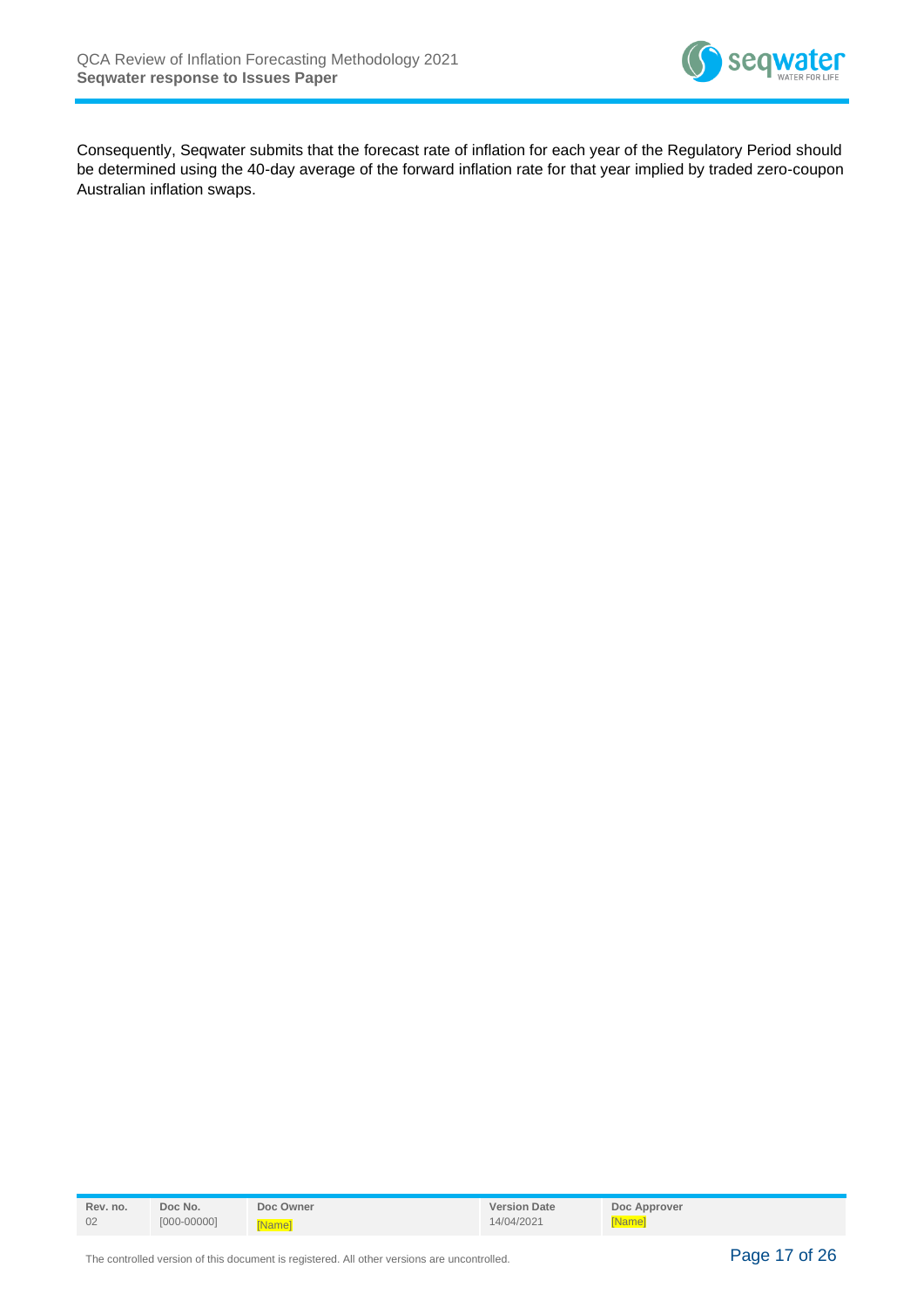Consequently, Seqwater submits that the forecast rate of inflation for each year of the Regulatory Period should be determined using the 40-day average of the forward inflation rate for that year implied by traded zero-coupon Australian inflation swaps.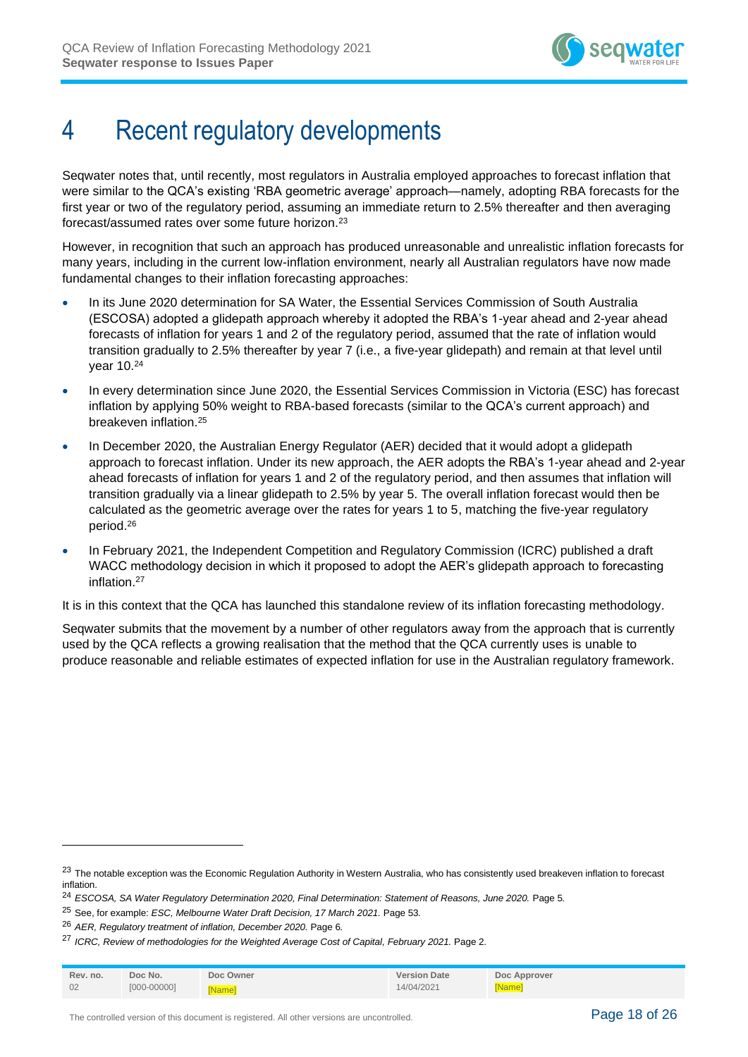# 4 Recent regulatory developments

Seqwater notes that, until recently, most regulators in Australia employed approaches to forecast inflation that were similar to the QCA's existing 'RBA geometric average' approach—namely, adopting RBA forecasts for the first year or two of the regulatory period, assuming an immediate return to 2.5% thereafter and then averaging forecast/assumed rates over some future horizon.[23]

However, in recognition that such an approach has produced unreasonable and unrealistic inflation forecasts for many years, including in the current low-inflation environment, nearly all Australian regulators have now made fundamental changes to their inflation forecasting approaches:

- In its June 2020 determination for SA Water, the Essential Services Commission of South Australia (ESCOSA) adopted a glidepath approach whereby it adopted the RBA's 1-year ahead and 2-year ahead forecasts of inflation for years 1 and 2 of the regulatory period, assumed that the rate of inflation would transition gradually to 2.5% thereafter by year 7 (i.e., a five-year glidepath) and remain at that level until year 10.[24]
- In every determination since June 2020, the Essential Services Commission in Victoria (ESC) has forecast inflation by applying 50% weight to RBA-based forecasts (similar to the QCA's current approach) and breakeven inflation.[25]
- In December 2020, the Australian Energy Regulator (AER) decided that it would adopt a glidepath approach to forecast inflation. Under its new approach, the AER adopts the RBA's 1-year ahead and 2-year ahead forecasts of inflation for years 1 and 2 of the regulatory period, and then assumes that inflation will transition gradually via a linear glidepath to 2.5% by year 5. The overall inflation forecast would then be calculated as the geometric average over the rates for years 1 to 5, matching the five-year regulatory period.[26]
- In February 2021, the Independent Competition and Regulatory Commission (ICRC) published a draft WACC methodology decision in which it proposed to adopt the AER's glidepath approach to forecasting inflation.[27]

It is in this context that the QCA has launched this standalone review of its inflation forecasting methodology.

Seqwater submits that the movement by a number of other regulators away from the approach that is currently used by the QCA reflects a growing realisation that the method that the QCA currently uses is unable to produce reasonable and reliable estimates of expected inflation for use in the Australian regulatory framework.

---

[23] The notable exception was the Economic Regulation Authority in Western Australia, who has consistently used breakeven inflation to forecast inflation.

[24] *ESCOSA, SA Water Regulatory Determination 2020, Final Determination: Statement of Reasons, June 2020.* Page 5.

[25] See, for example: *ESC, Melbourne Water Draft Decision, 17 March 2021.* Page 53.

[26] *AER, Regulatory treatment of inflation, December 2020.* Page 6.

[27] *ICRC, Review of methodologies for the Weighted Average Cost of Capital, February 2021.* Page 2.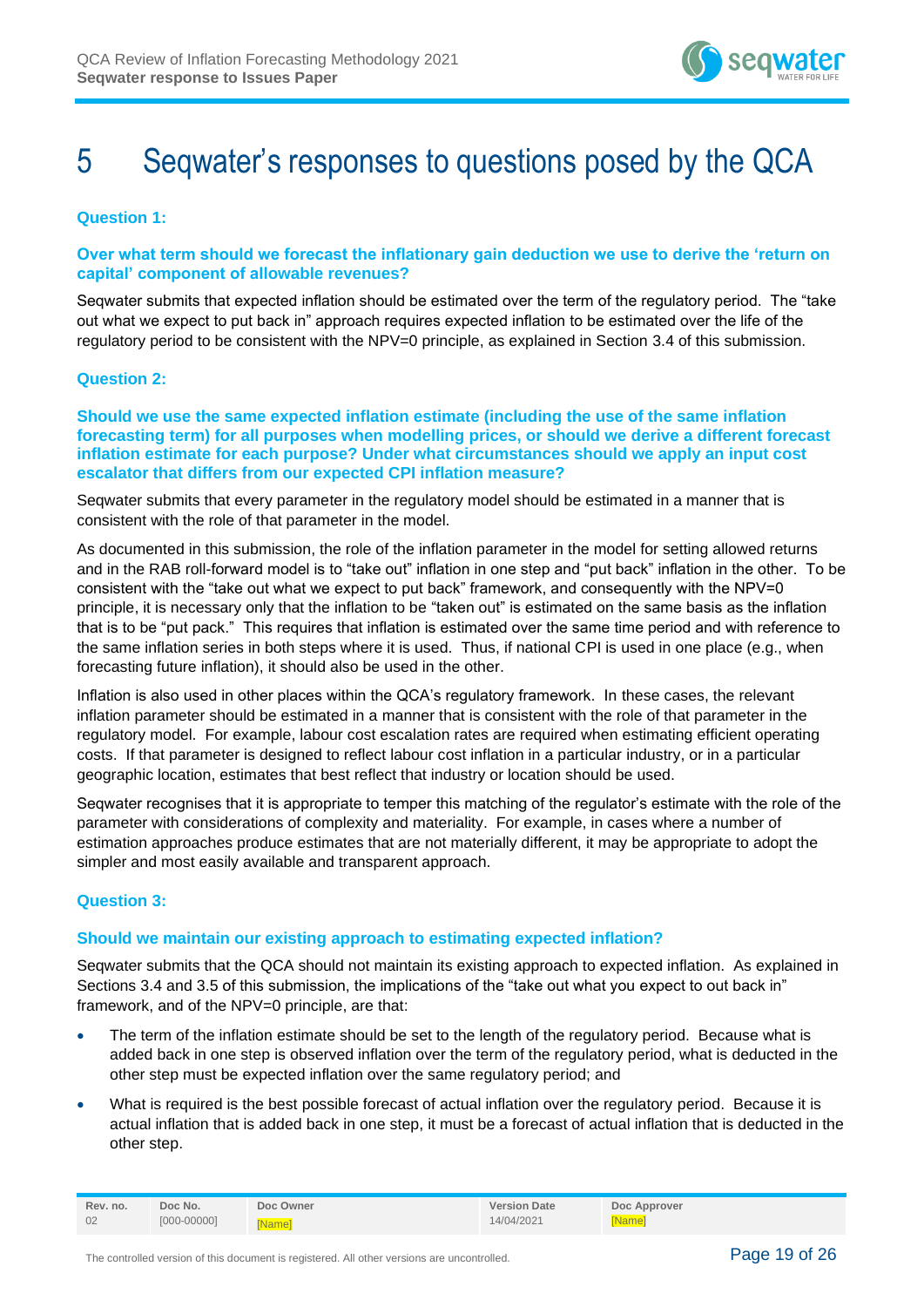# 5 Seqwater's responses to questions posed by the QCA

### Question 1:

**Over what term should we forecast the inflationary gain deduction we use to derive the 'return on capital' component of allowable revenues?**

Seqwater submits that expected inflation should be estimated over the term of the regulatory period. The "take out what we expect to put back in" approach requires expected inflation to be estimated over the life of the regulatory period to be consistent with the NPV=0 principle, as explained in Section 3.4 of this submission.

### Question 2:

**Should we use the same expected inflation estimate (including the use of the same inflation forecasting term) for all purposes when modelling prices, or should we derive a different forecast inflation estimate for each purpose? Under what circumstances should we apply an input cost escalator that differs from our expected CPI inflation measure?**

Seqwater submits that every parameter in the regulatory model should be estimated in a manner that is consistent with the role of that parameter in the model.

As documented in this submission, the role of the inflation parameter in the model for setting allowed returns and in the RAB roll-forward model is to "take out" inflation in one step and "put back" inflation in the other. To be consistent with the "take out what we expect to put back" framework, and consequently with the NPV=0 principle, it is necessary only that the inflation to be "taken out" is estimated on the same basis as the inflation that is to be "put pack." This requires that inflation is estimated over the same time period and with reference to the same inflation series in both steps where it is used. Thus, if national CPI is used in one place (e.g., when forecasting future inflation), it should also be used in the other.

Inflation is also used in other places within the QCA's regulatory framework. In these cases, the relevant inflation parameter should be estimated in a manner that is consistent with the role of that parameter in the regulatory model. For example, labour cost escalation rates are required when estimating efficient operating costs. If that parameter is designed to reflect labour cost inflation in a particular industry, or in a particular geographic location, estimates that best reflect that industry or location should be used.

Seqwater recognises that it is appropriate to temper this matching of the regulator's estimate with the role of the parameter with considerations of complexity and materiality. For example, in cases where a number of estimation approaches produce estimates that are not materially different, it may be appropriate to adopt the simpler and most easily available and transparent approach.

### Question 3:

**Should we maintain our existing approach to estimating expected inflation?**

Seqwater submits that the QCA should not maintain its existing approach to expected inflation. As explained in Sections 3.4 and 3.5 of this submission, the implications of the "take out what you expect to out back in" framework, and of the NPV=0 principle, are that:

- The term of the inflation estimate should be set to the length of the regulatory period. Because what is added back in one step is observed inflation over the term of the regulatory period, what is deducted in the other step must be expected inflation over the same regulatory period; and
- What is required is the best possible forecast of actual inflation over the regulatory period. Because it is actual inflation that is added back in one step, it must be a forecast of actual inflation that is deducted in the other step.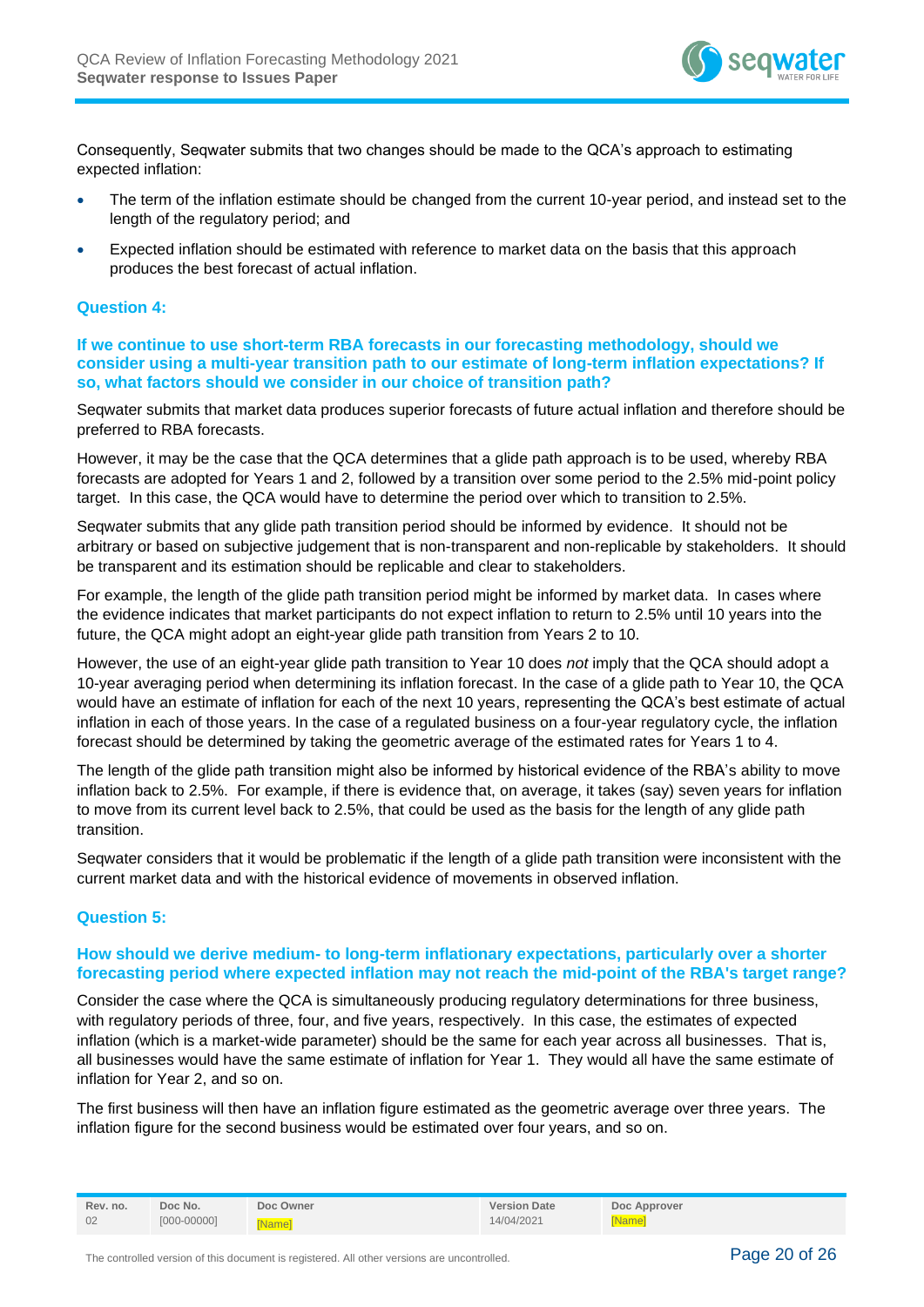Consequently, Seqwater submits that two changes should be made to the QCA's approach to estimating expected inflation:

- The term of the inflation estimate should be changed from the current 10-year period, and instead set to the length of the regulatory period; and
- Expected inflation should be estimated with reference to market data on the basis that this approach produces the best forecast of actual inflation.

### Question 4:

#### If we continue to use short-term RBA forecasts in our forecasting methodology, should we consider using a multi-year transition path to our estimate of long-term inflation expectations? If so, what factors should we consider in our choice of transition path?

Seqwater submits that market data produces superior forecasts of future actual inflation and therefore should be preferred to RBA forecasts.

However, it may be the case that the QCA determines that a glide path approach is to be used, whereby RBA forecasts are adopted for Years 1 and 2, followed by a transition over some period to the 2.5% mid-point policy target. In this case, the QCA would have to determine the period over which to transition to 2.5%.

Seqwater submits that any glide path transition period should be informed by evidence. It should not be arbitrary or based on subjective judgement that is non-transparent and non-replicable by stakeholders. It should be transparent and its estimation should be replicable and clear to stakeholders.

For example, the length of the glide path transition period might be informed by market data. In cases where the evidence indicates that market participants do not expect inflation to return to 2.5% until 10 years into the future, the QCA might adopt an eight-year glide path transition from Years 2 to 10.

However, the use of an eight-year glide path transition to Year 10 does *not* imply that the QCA should adopt a 10-year averaging period when determining its inflation forecast. In the case of a glide path to Year 10, the QCA would have an estimate of inflation for each of the next 10 years, representing the QCA's best estimate of actual inflation in each of those years. In the case of a regulated business on a four-year regulatory cycle, the inflation forecast should be determined by taking the geometric average of the estimated rates for Years 1 to 4.

The length of the glide path transition might also be informed by historical evidence of the RBA's ability to move inflation back to 2.5%. For example, if there is evidence that, on average, it takes (say) seven years for inflation to move from its current level back to 2.5%, that could be used as the basis for the length of any glide path transition.

Seqwater considers that it would be problematic if the length of a glide path transition were inconsistent with the current market data and with the historical evidence of movements in observed inflation.

### Question 5:

#### How should we derive medium- to long-term inflationary expectations, particularly over a shorter forecasting period where expected inflation may not reach the mid-point of the RBA's target range?

Consider the case where the QCA is simultaneously producing regulatory determinations for three business, with regulatory periods of three, four, and five years, respectively. In this case, the estimates of expected inflation (which is a market-wide parameter) should be the same for each year across all businesses. That is, all businesses would have the same estimate of inflation for Year 1. They would all have the same estimate of inflation for Year 2, and so on.

The first business will then have an inflation figure estimated as the geometric average over three years. The inflation figure for the second business would be estimated over four years, and so on.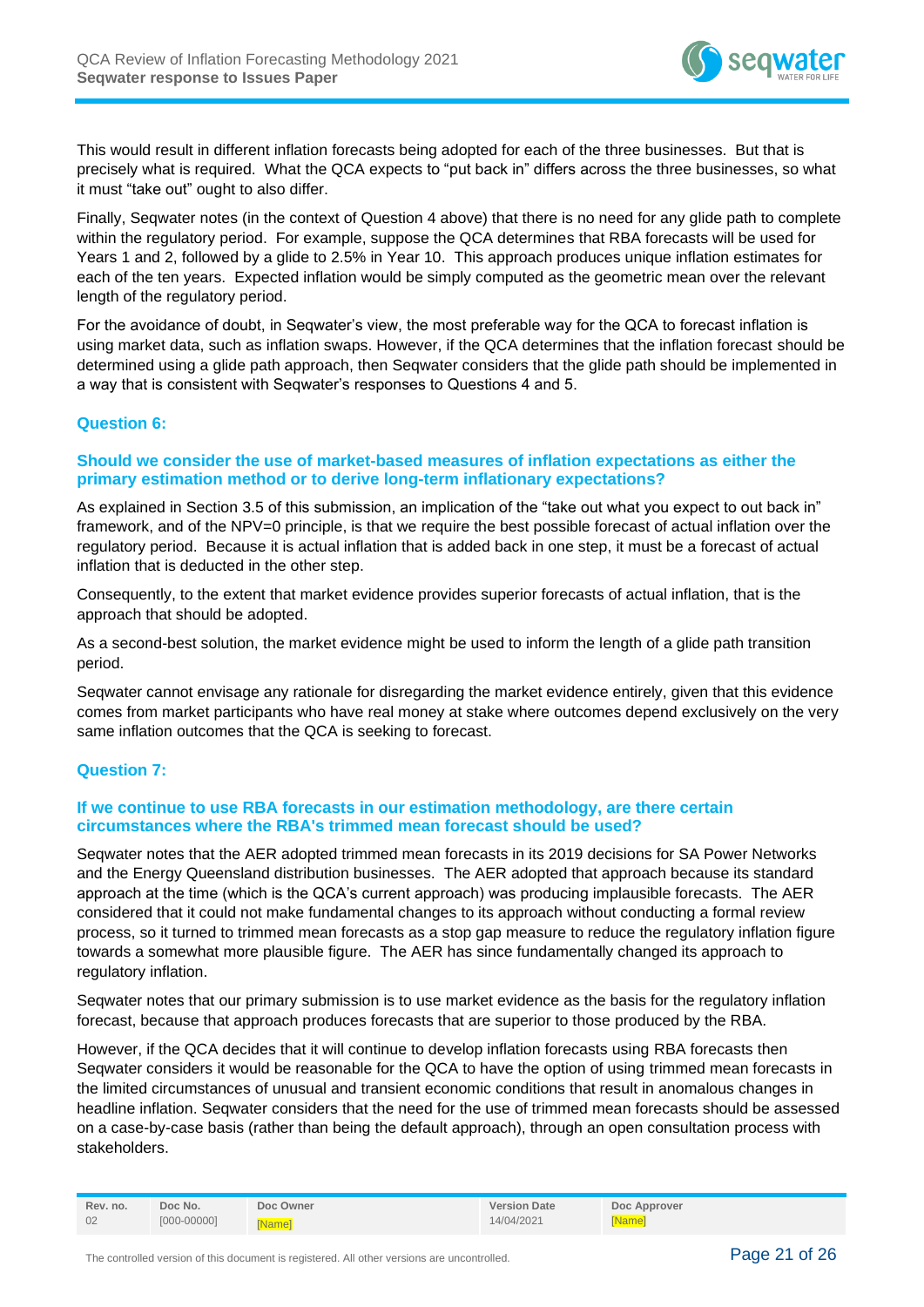This would result in different inflation forecasts being adopted for each of the three businesses. But that is precisely what is required. What the QCA expects to "put back in" differs across the three businesses, so what it must "take out" ought to also differ.

Finally, Seqwater notes (in the context of Question 4 above) that there is no need for any glide path to complete within the regulatory period. For example, suppose the QCA determines that RBA forecasts will be used for Years 1 and 2, followed by a glide to 2.5% in Year 10. This approach produces unique inflation estimates for each of the ten years. Expected inflation would be simply computed as the geometric mean over the relevant length of the regulatory period.

For the avoidance of doubt, in Seqwater's view, the most preferable way for the QCA to forecast inflation is using market data, such as inflation swaps. However, if the QCA determines that the inflation forecast should be determined using a glide path approach, then Seqwater considers that the glide path should be implemented in a way that is consistent with Seqwater's responses to Questions 4 and 5.

### Question 6:

#### Should we consider the use of market-based measures of inflation expectations as either the primary estimation method or to derive long-term inflationary expectations?

As explained in Section 3.5 of this submission, an implication of the "take out what you expect to out back in" framework, and of the NPV=0 principle, is that we require the best possible forecast of actual inflation over the regulatory period. Because it is actual inflation that is added back in one step, it must be a forecast of actual inflation that is deducted in the other step.

Consequently, to the extent that market evidence provides superior forecasts of actual inflation, that is the approach that should be adopted.

As a second-best solution, the market evidence might be used to inform the length of a glide path transition period.

Seqwater cannot envisage any rationale for disregarding the market evidence entirely, given that this evidence comes from market participants who have real money at stake where outcomes depend exclusively on the very same inflation outcomes that the QCA is seeking to forecast.

### Question 7:

#### If we continue to use RBA forecasts in our estimation methodology, are there certain circumstances where the RBA's trimmed mean forecast should be used?

Seqwater notes that the AER adopted trimmed mean forecasts in its 2019 decisions for SA Power Networks and the Energy Queensland distribution businesses. The AER adopted that approach because its standard approach at the time (which is the QCA's current approach) was producing implausible forecasts. The AER considered that it could not make fundamental changes to its approach without conducting a formal review process, so it turned to trimmed mean forecasts as a stop gap measure to reduce the regulatory inflation figure towards a somewhat more plausible figure. The AER has since fundamentally changed its approach to regulatory inflation.

Seqwater notes that our primary submission is to use market evidence as the basis for the regulatory inflation forecast, because that approach produces forecasts that are superior to those produced by the RBA.

However, if the QCA decides that it will continue to develop inflation forecasts using RBA forecasts then Seqwater considers it would be reasonable for the QCA to have the option of using trimmed mean forecasts in the limited circumstances of unusual and transient economic conditions that result in anomalous changes in headline inflation. Seqwater considers that the need for the use of trimmed mean forecasts should be assessed on a case-by-case basis (rather than being the default approach), through an open consultation process with stakeholders.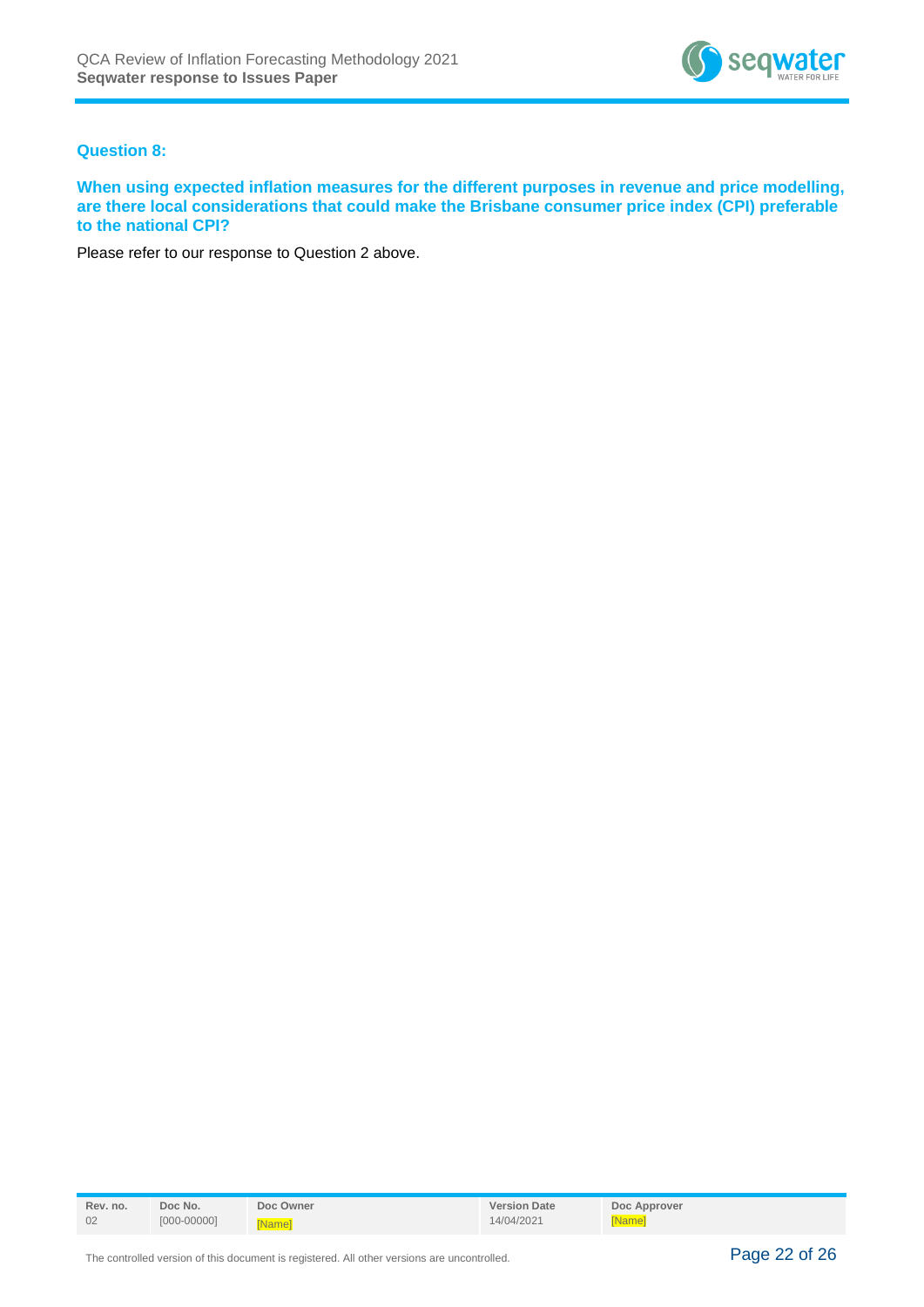### Question 8:

**When using expected inflation measures for the different purposes in revenue and price modelling, are there local considerations that could make the Brisbane consumer price index (CPI) preferable to the national CPI?**

Please refer to our response to Question 2 above.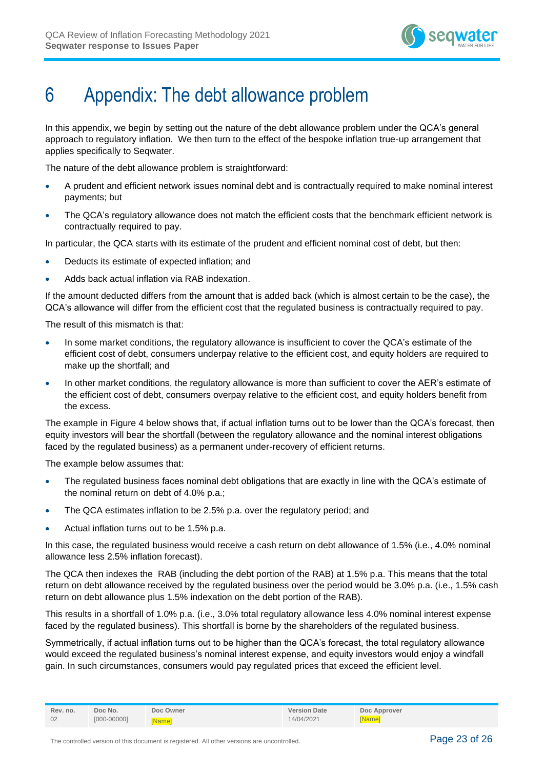# 6 Appendix: The debt allowance problem

In this appendix, we begin by setting out the nature of the debt allowance problem under the QCA's general approach to regulatory inflation. We then turn to the effect of the bespoke inflation true-up arrangement that applies specifically to Seqwater.

The nature of the debt allowance problem is straightforward:

- A prudent and efficient network issues nominal debt and is contractually required to make nominal interest payments; but
- The QCA's regulatory allowance does not match the efficient costs that the benchmark efficient network is contractually required to pay.

In particular, the QCA starts with its estimate of the prudent and efficient nominal cost of debt, but then:

- Deducts its estimate of expected inflation; and
- Adds back actual inflation via RAB indexation.

If the amount deducted differs from the amount that is added back (which is almost certain to be the case), the QCA's allowance will differ from the efficient cost that the regulated business is contractually required to pay.

The result of this mismatch is that:

- In some market conditions, the regulatory allowance is insufficient to cover the QCA's estimate of the efficient cost of debt, consumers underpay relative to the efficient cost, and equity holders are required to make up the shortfall; and
- In other market conditions, the regulatory allowance is more than sufficient to cover the AER's estimate of the efficient cost of debt, consumers overpay relative to the efficient cost, and equity holders benefit from the excess.

The example in Figure 4 below shows that, if actual inflation turns out to be lower than the QCA's forecast, then equity investors will bear the shortfall (between the regulatory allowance and the nominal interest obligations faced by the regulated business) as a permanent under-recovery of efficient returns.

The example below assumes that:

- The regulated business faces nominal debt obligations that are exactly in line with the QCA's estimate of the nominal return on debt of 4.0% p.a.;
- The QCA estimates inflation to be 2.5% p.a. over the regulatory period; and
- Actual inflation turns out to be 1.5% p.a.

In this case, the regulated business would receive a cash return on debt allowance of 1.5% (i.e., 4.0% nominal allowance less 2.5% inflation forecast).

The QCA then indexes the RAB (including the debt portion of the RAB) at 1.5% p.a. This means that the total return on debt allowance received by the regulated business over the period would be 3.0% p.a. (i.e., 1.5% cash return on debt allowance plus 1.5% indexation on the debt portion of the RAB).

This results in a shortfall of 1.0% p.a. (i.e., 3.0% total regulatory allowance less 4.0% nominal interest expense faced by the regulated business). This shortfall is borne by the shareholders of the regulated business.

Symmetrically, if actual inflation turns out to be higher than the QCA's forecast, the total regulatory allowance would exceed the regulated business's nominal interest expense, and equity investors would enjoy a windfall gain. In such circumstances, consumers would pay regulated prices that exceed the efficient level.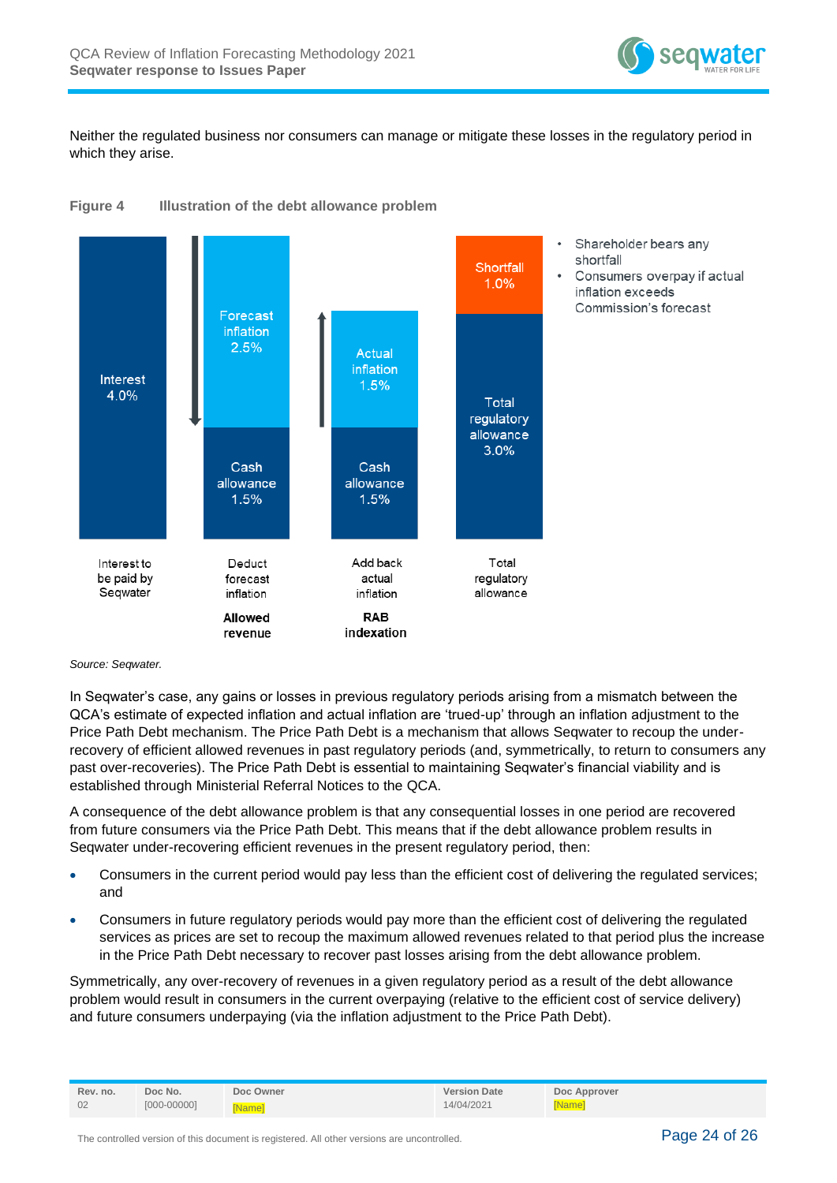Neither the regulated business nor consumers can manage or mitigate these losses in the regulatory period in which they arise.

**Figure 4 Illustration of the debt allowance problem**

| Interest to be paid by Seqwater | Deduct forecast inflation (Allowed revenue) | Add back actual inflation (RAB indexation) | Total regulatory allowance |
|---|---|---|---|
| Interest 4.0% | Forecast inflation 2.5% | Actual inflation 1.5% | Shortfall 1.0% |
| | Cash allowance 1.5% | Cash allowance 1.5% | Total regulatory allowance 3.0% |

- Shareholder bears any shortfall
- Consumers overpay if actual inflation exceeds Commission's forecast

*Source: Seqwater.*

In Seqwater's case, any gains or losses in previous regulatory periods arising from a mismatch between the QCA's estimate of expected inflation and actual inflation are 'trued-up' through an inflation adjustment to the Price Path Debt mechanism. The Price Path Debt is a mechanism that allows Seqwater to recoup the under-recovery of efficient allowed revenues in past regulatory periods (and, symmetrically, to return to consumers any past over-recoveries). The Price Path Debt is essential to maintaining Seqwater's financial viability and is established through Ministerial Referral Notices to the QCA.

A consequence of the debt allowance problem is that any consequential losses in one period are recovered from future consumers via the Price Path Debt. This means that if the debt allowance problem results in Seqwater under-recovering efficient revenues in the present regulatory period, then:

- Consumers in the current period would pay less than the efficient cost of delivering the regulated services; and
- Consumers in future regulatory periods would pay more than the efficient cost of delivering the regulated services as prices are set to recoup the maximum allowed revenues related to that period plus the increase in the Price Path Debt necessary to recover past losses arising from the debt allowance problem.

Symmetrically, any over-recovery of revenues in a given regulatory period as a result of the debt allowance problem would result in consumers in the current overpaying (relative to the efficient cost of service delivery) and future consumers underpaying (via the inflation adjustment to the Price Path Debt).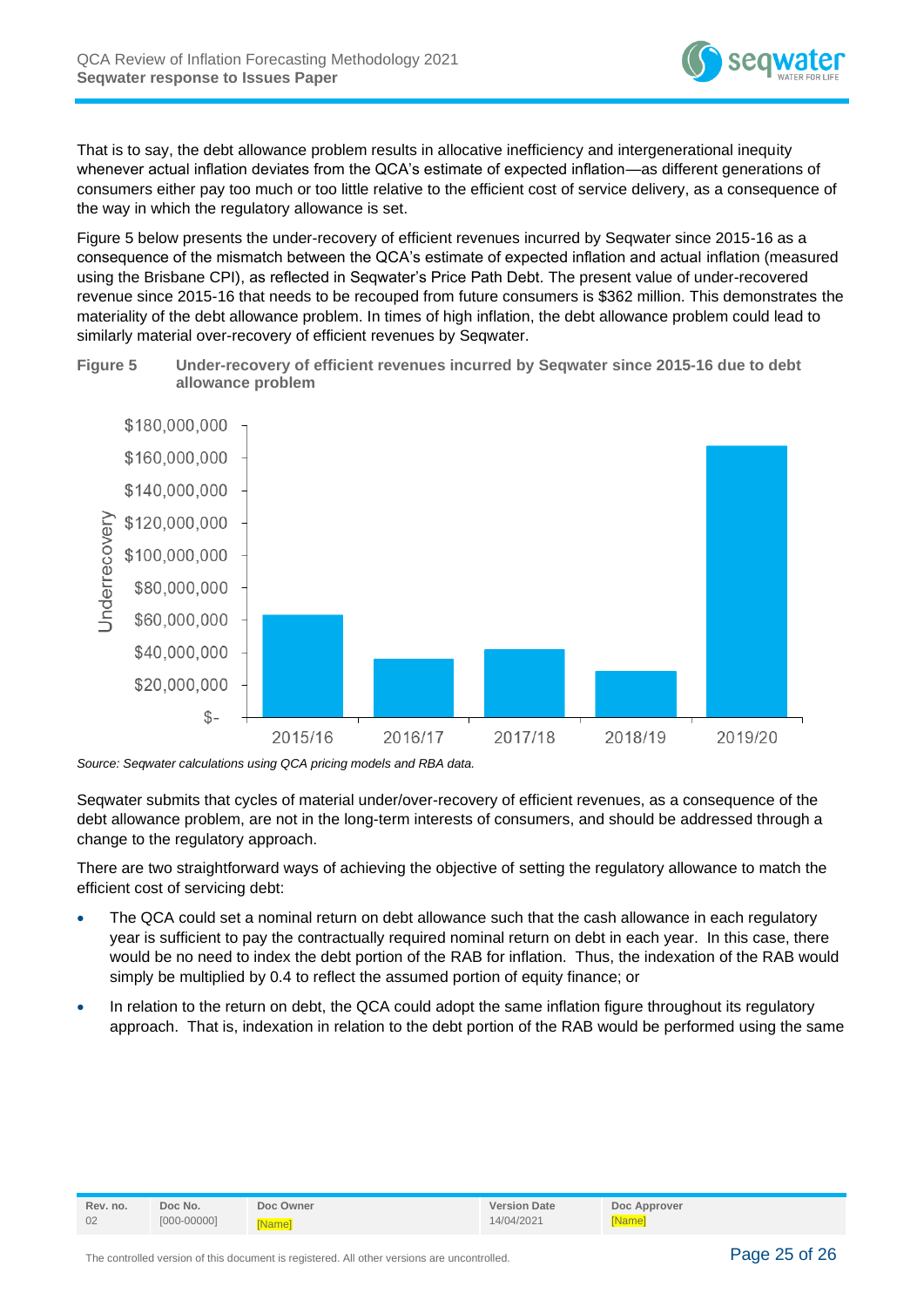That is to say, the debt allowance problem results in allocative inefficiency and intergenerational inequity whenever actual inflation deviates from the QCA's estimate of expected inflation—as different generations of consumers either pay too much or too little relative to the efficient cost of service delivery, as a consequence of the way in which the regulatory allowance is set.

Figure 5 below presents the under-recovery of efficient revenues incurred by Seqwater since 2015-16 as a consequence of the mismatch between the QCA's estimate of expected inflation and actual inflation (measured using the Brisbane CPI), as reflected in Seqwater's Price Path Debt. The present value of under-recovered revenue since 2015-16 that needs to be recouped from future consumers is $362 million. This demonstrates the materiality of the debt allowance problem. In times of high inflation, the debt allowance problem could lead to similarly material over-recovery of efficient revenues by Seqwater.

**Figure 5 Under-recovery of efficient revenues incurred by Seqwater since 2015-16 due to debt allowance problem**

*Source: Seqwater calculations using QCA pricing models and RBA data.*

Seqwater submits that cycles of material under/over-recovery of efficient revenues, as a consequence of the debt allowance problem, are not in the long-term interests of consumers, and should be addressed through a change to the regulatory approach.

There are two straightforward ways of achieving the objective of setting the regulatory allowance to match the efficient cost of servicing debt:

- The QCA could set a nominal return on debt allowance such that the cash allowance in each regulatory year is sufficient to pay the contractually required nominal return on debt in each year. In this case, there would be no need to index the debt portion of the RAB for inflation. Thus, the indexation of the RAB would simply be multiplied by 0.4 to reflect the assumed portion of equity finance; or
- In relation to the return on debt, the QCA could adopt the same inflation figure throughout its regulatory approach. That is, indexation in relation to the debt portion of the RAB would be performed using the same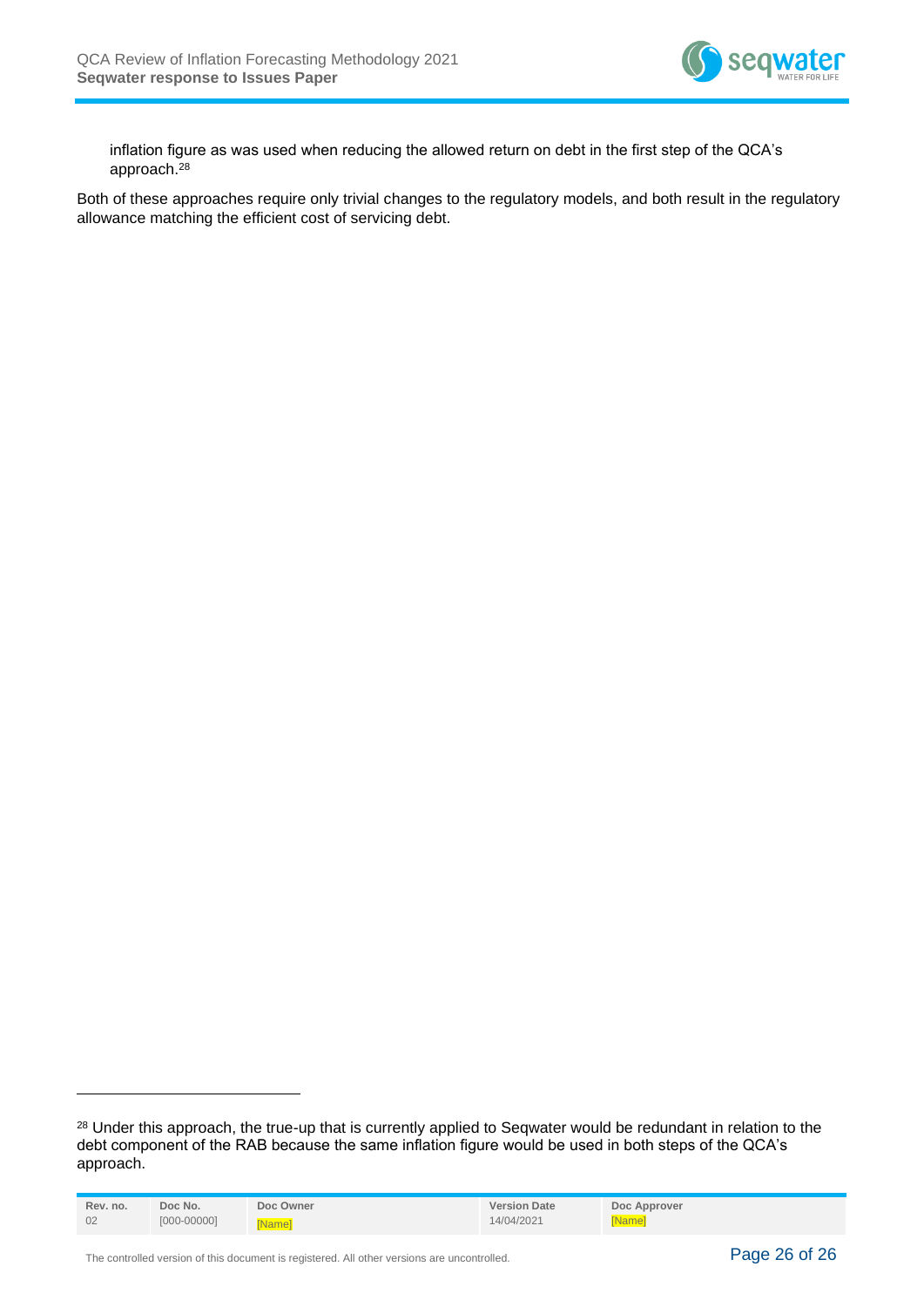inflation figure as was used when reducing the allowed return on debt in the first step of the QCA's approach.[28]

Both of these approaches require only trivial changes to the regulatory models, and both result in the regulatory allowance matching the efficient cost of servicing debt.

[28] Under this approach, the true-up that is currently applied to Seqwater would be redundant in relation to the debt component of the RAB because the same inflation figure would be used in both steps of the QCA's approach.